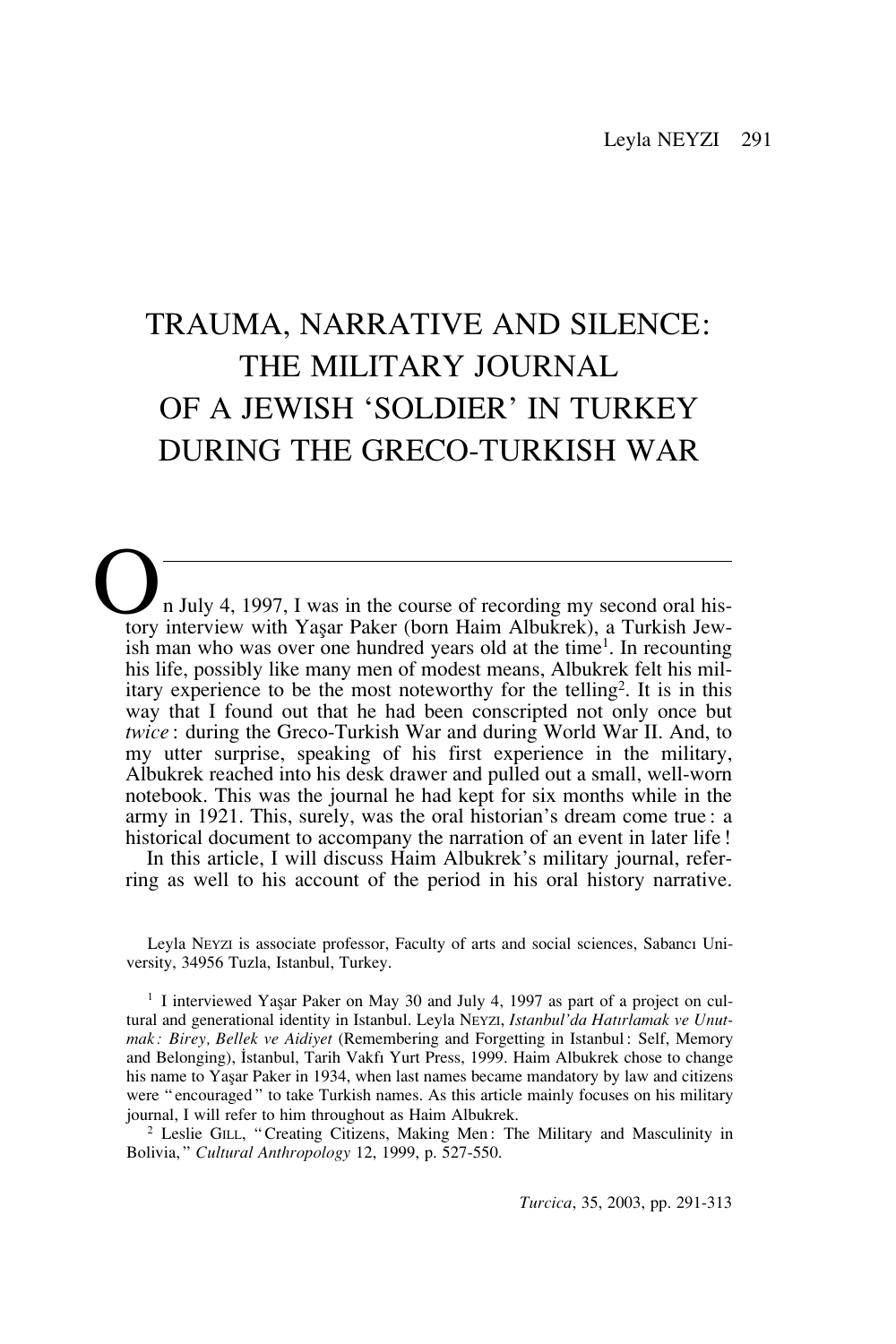# TRAUMA, NARRATIVE AND SILENCE: THE MILITARY JOURNAL OF A JEWISH 'SOLDIER' IN TURKEY DURING THE GRECO-TURKISH WAR

On July 4, 1997, I was in the course of recording my second oral history interview with Yaşar Paker (born Haim Albukrek), a Turkish Jewish man who was over one hundred years old at the time[1]. In recounting his life, possibly like many men of modest means, Albukrek felt his military experience to be the most noteworthy for the telling[2]. It is in this way that I found out that he had been conscripted not only once but *twice*: during the Greco-Turkish War and during World War II. And, to my utter surprise, speaking of his first experience in the military, Albukrek reached into his desk drawer and pulled out a small, well-worn notebook. This was the journal he had kept for six months while in the army in 1921. This, surely, was the oral historian's dream come true: a historical document to accompany the narration of an event in later life!

In this article, I will discuss Haim Albukrek's military journal, referring as well to his account of the period in his oral history narrative.

Leyla NEYZI is associate professor, Faculty of arts and social sciences, Sabancı University, 34956 Tuzla, Istanbul, Turkey.

[1] I interviewed Yaşar Paker on May 30 and July 4, 1997 as part of a project on cultural and generational identity in Istanbul. Leyla NEYZI, *Istanbul'da Hatırlamak ve Unutmak: Birey, Bellek ve Aidiyet* (Remembering and Forgetting in Istanbul: Self, Memory and Belonging), İstanbul, Tarih Vakfı Yurt Press, 1999. Haim Albukrek chose to change his name to Yaşar Paker in 1934, when last names became mandatory by law and citizens were "encouraged" to take Turkish names. As this article mainly focuses on his military journal, I will refer to him throughout as Haim Albukrek.

[2] Leslie GILL, "Creating Citizens, Making Men: The Military and Masculinity in Bolivia," *Cultural Anthropology* 12, 1999, p. 527-550.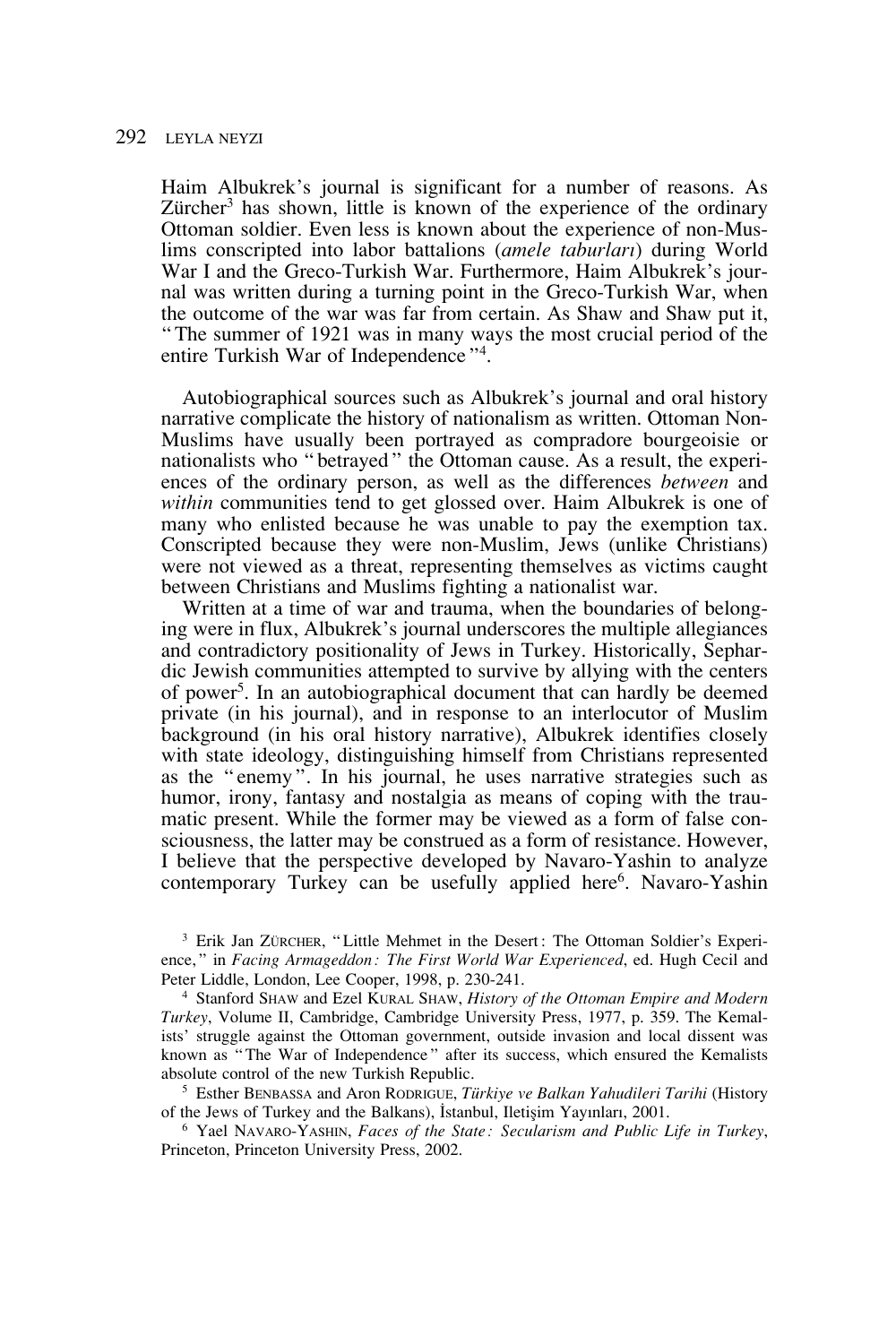Haim Albukrek's journal is significant for a number of reasons. As Zürcher[3] has shown, little is known of the experience of the ordinary Ottoman soldier. Even less is known about the experience of non-Muslims conscripted into labor battalions (*amele taburları*) during World War I and the Greco-Turkish War. Furthermore, Haim Albukrek's journal was written during a turning point in the Greco-Turkish War, when the outcome of the war was far from certain. As Shaw and Shaw put it, "The summer of 1921 was in many ways the most crucial period of the entire Turkish War of Independence"[4].

Autobiographical sources such as Albukrek's journal and oral history narrative complicate the history of nationalism as written. Ottoman Non-Muslims have usually been portrayed as compradore bourgeoisie or nationalists who "betrayed" the Ottoman cause. As a result, the experiences of the ordinary person, as well as the differences *between* and *within* communities tend to get glossed over. Haim Albukrek is one of many who enlisted because he was unable to pay the exemption tax. Conscripted because they were non-Muslim, Jews (unlike Christians) were not viewed as a threat, representing themselves as victims caught between Christians and Muslims fighting a nationalist war.

Written at a time of war and trauma, when the boundaries of belonging were in flux, Albukrek's journal underscores the multiple allegiances and contradictory positionality of Jews in Turkey. Historically, Sephardic Jewish communities attempted to survive by allying with the centers of power[5]. In an autobiographical document that can hardly be deemed private (in his journal), and in response to an interlocutor of Muslim background (in his oral history narrative), Albukrek identifies closely with state ideology, distinguishing himself from Christians represented as the "enemy". In his journal, he uses narrative strategies such as humor, irony, fantasy and nostalgia as means of coping with the traumatic present. While the former may be viewed as a form of false consciousness, the latter may be construed as a form of resistance. However, I believe that the perspective developed by Navaro-Yashin to analyze contemporary Turkey can be usefully applied here[6]. Navaro-Yashin

[3] Erik Jan ZÜRCHER, "Little Mehmet in the Desert: The Ottoman Soldier's Experience," in *Facing Armageddon: The First World War Experienced*, ed. Hugh Cecil and Peter Liddle, London, Lee Cooper, 1998, p. 230-241.

[4] Stanford SHAW and Ezel KURAL SHAW, *History of the Ottoman Empire and Modern Turkey*, Volume II, Cambridge, Cambridge University Press, 1977, p. 359. The Kemalists' struggle against the Ottoman government, outside invasion and local dissent was known as "The War of Independence" after its success, which ensured the Kemalists absolute control of the new Turkish Republic.

[5] Esther BENBASSA and Aron RODRIGUE, *Türkiye ve Balkan Yahudileri Tarihi* (History of the Jews of Turkey and the Balkans), İstanbul, Iletişim Yayınları, 2001.

[6] Yael NAVARO-YASHIN, *Faces of the State: Secularism and Public Life in Turkey*, Princeton, Princeton University Press, 2002.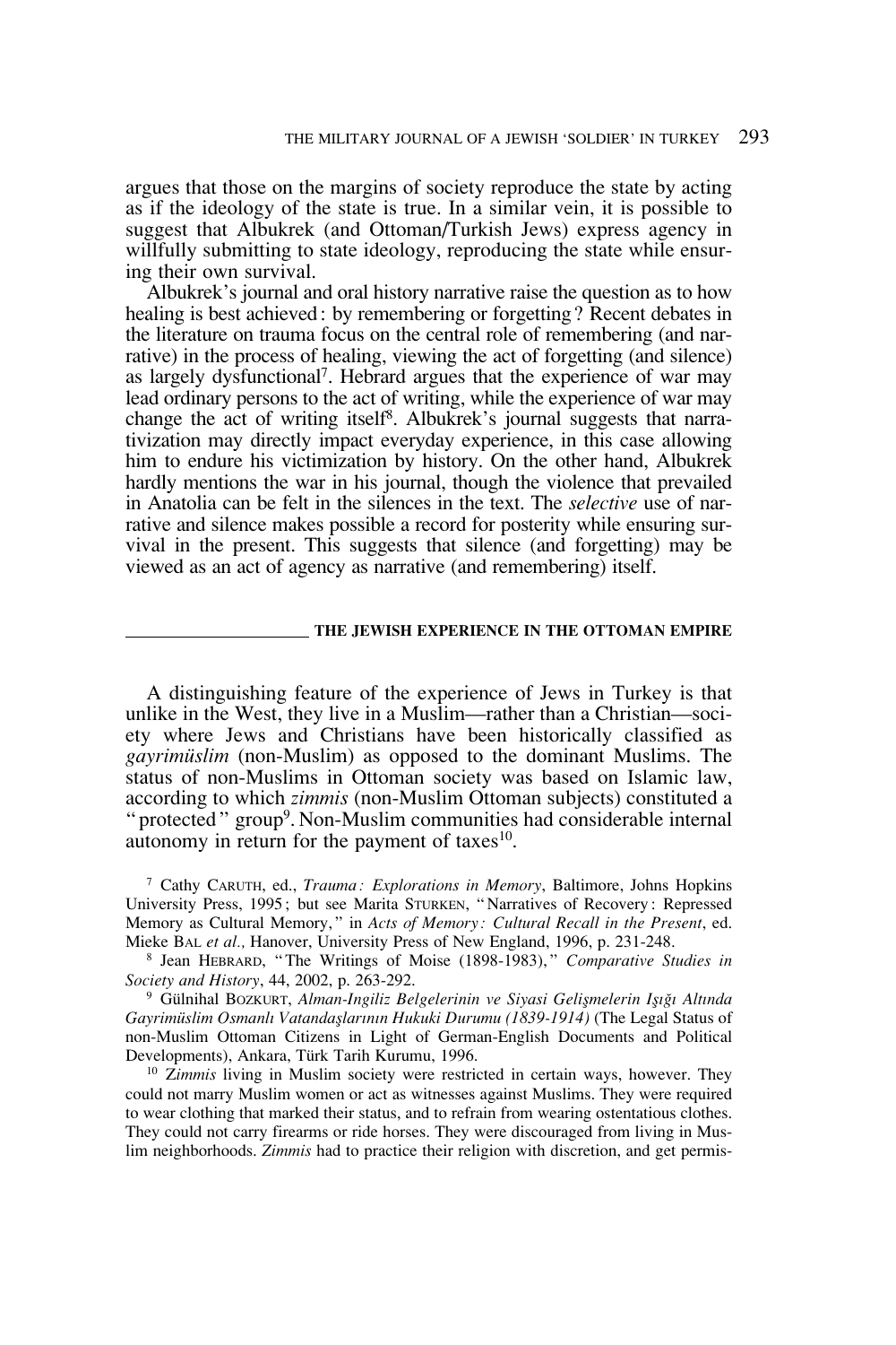argues that those on the margins of society reproduce the state by acting as if the ideology of the state is true. In a similar vein, it is possible to suggest that Albukrek (and Ottoman/Turkish Jews) express agency in willfully submitting to state ideology, reproducing the state while ensuring their own survival.

Albukrek's journal and oral history narrative raise the question as to how healing is best achieved: by remembering or forgetting? Recent debates in the literature on trauma focus on the central role of remembering (and narrative) in the process of healing, viewing the act of forgetting (and silence) as largely dysfunctional[7]. Hebrard argues that the experience of war may lead ordinary persons to the act of writing, while the experience of war may change the act of writing itself[8]. Albukrek's journal suggests that narrativization may directly impact everyday experience, in this case allowing him to endure his victimization by history. On the other hand, Albukrek hardly mentions the war in his journal, though the violence that prevailed in Anatolia can be felt in the silences in the text. The *selective* use of narrative and silence makes possible a record for posterity while ensuring survival in the present. This suggests that silence (and forgetting) may be viewed as an act of agency as narrative (and remembering) itself.

## THE JEWISH EXPERIENCE IN THE OTTOMAN EMPIRE

A distinguishing feature of the experience of Jews in Turkey is that unlike in the West, they live in a Muslim—rather than a Christian—society where Jews and Christians have been historically classified as *gayrimüslim* (non-Muslim) as opposed to the dominant Muslims. The status of non-Muslims in Ottoman society was based on Islamic law, according to which *zimmis* (non-Muslim Ottoman subjects) constituted a "protected" group[9]. Non-Muslim communities had considerable internal autonomy in return for the payment of taxes[10].

[7] Cathy CARUTH, ed., *Trauma: Explorations in Memory*, Baltimore, Johns Hopkins University Press, 1995; but see Marita STURKEN, "Narratives of Recovery: Repressed Memory as Cultural Memory," in *Acts of Memory: Cultural Recall in the Present*, ed. Mieke BAL *et al.,* Hanover, University Press of New England, 1996, p. 231-248.

[8] Jean HEBRARD, "The Writings of Moise (1898-1983)," *Comparative Studies in Society and History*, 44, 2002, p. 263-292.

[9] Gülnihal BOZKURT, *Alman-Ingiliz Belgelerinin ve Siyasi Gelişmelerin Işığı Altında Gayrimüslim Osmanlı Vatandaşlarının Hukuki Durumu (1839-1914)* (The Legal Status of non-Muslim Ottoman Citizens in Light of German-English Documents and Political Developments), Ankara, Türk Tarih Kurumu, 1996.

[10] *Zimmis* living in Muslim society were restricted in certain ways, however. They could not marry Muslim women or act as witnesses against Muslims. They were required to wear clothing that marked their status, and to refrain from wearing ostentatious clothes. They could not carry firearms or ride horses. They were discouraged from living in Muslim neighborhoods. *Zimmis* had to practice their religion with discretion, and get permis-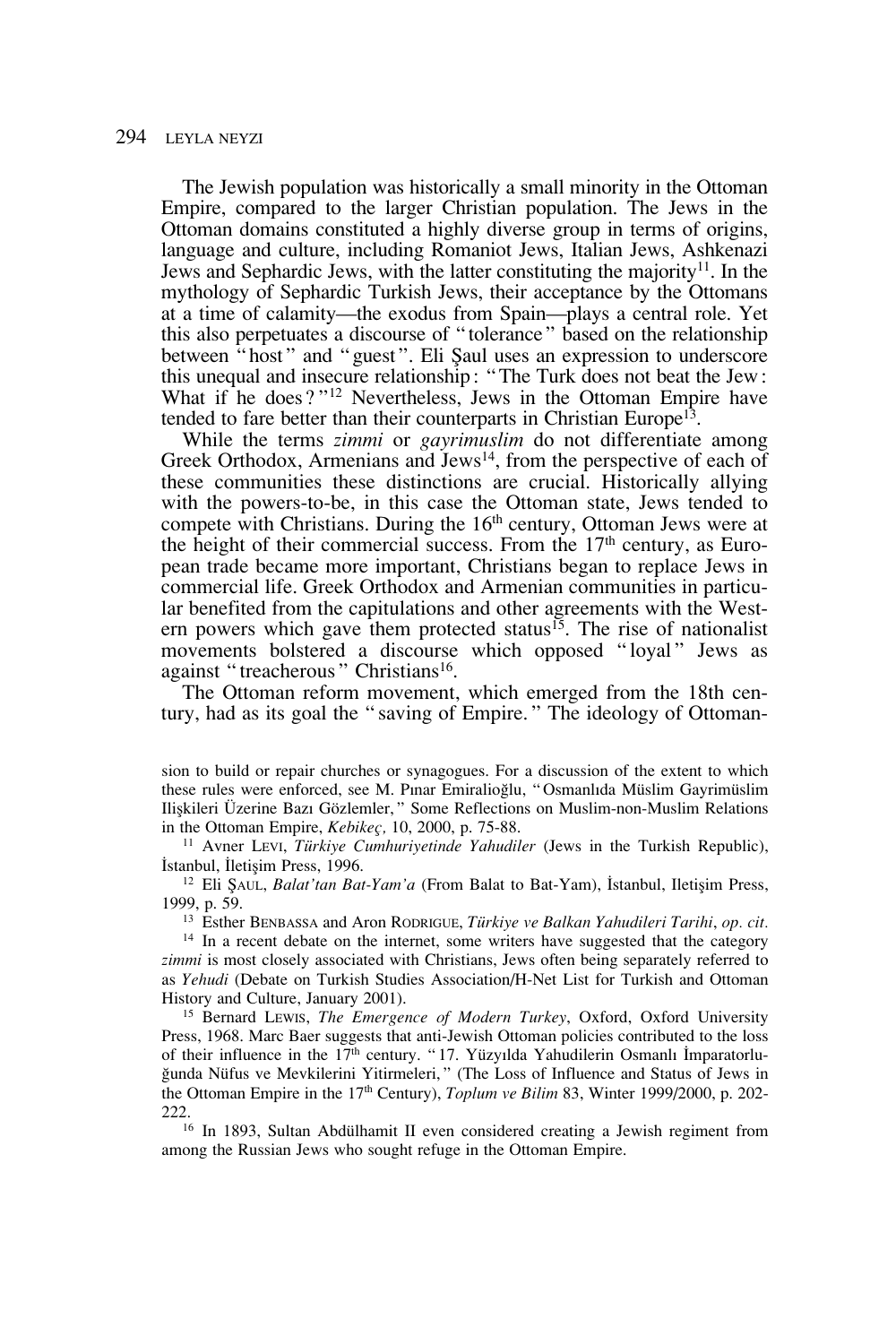The Jewish population was historically a small minority in the Ottoman Empire, compared to the larger Christian population. The Jews in the Ottoman domains constituted a highly diverse group in terms of origins, language and culture, including Romaniot Jews, Italian Jews, Ashkenazi Jews and Sephardic Jews, with the latter constituting the majority[11]. In the mythology of Sephardic Turkish Jews, their acceptance by the Ottomans at a time of calamity—the exodus from Spain—plays a central role. Yet this also perpetuates a discourse of "tolerance" based on the relationship between "host" and "guest". Eli Şaul uses an expression to underscore this unequal and insecure relationship: "The Turk does not beat the Jew: What if he does?"[12] Nevertheless, Jews in the Ottoman Empire have tended to fare better than their counterparts in Christian Europe[13].

While the terms *zimmi* or *gayrimuslim* do not differentiate among Greek Orthodox, Armenians and Jews[14], from the perspective of each of these communities these distinctions are crucial. Historically allying with the powers-to-be, in this case the Ottoman state, Jews tended to compete with Christians. During the 16th century, Ottoman Jews were at the height of their commercial success. From the 17th century, as European trade became more important, Christians began to replace Jews in commercial life. Greek Orthodox and Armenian communities in particular benefited from the capitulations and other agreements with the Western powers which gave them protected status[15]. The rise of nationalist movements bolstered a discourse which opposed "loyal" Jews as against "treacherous" Christians[16].

The Ottoman reform movement, which emerged from the 18th century, had as its goal the "saving of Empire." The ideology of Ottoman-

---

sion to build or repair churches or synagogues. For a discussion of the extent to which these rules were enforced, see M. Pınar Emiralioğlu, "Osmanlıda Müslim Gayrimüslim Ilişkileri Üzerine Bazı Gözlemler," Some Reflections on Muslim-non-Muslim Relations in the Ottoman Empire, *Kebikeç,* 10, 2000, p. 75-88.

[11] Avner Levi, *Türkiye Cumhuriyetinde Yahudiler* (Jews in the Turkish Republic), İstanbul, İletişim Press, 1996.

[12] Eli Şaul, *Balat'tan Bat-Yam'a* (From Balat to Bat-Yam), İstanbul, Iletişim Press, 1999, p. 59.

[13] Esther Benbassa and Aron Rodrigue, *Türkiye ve Balkan Yahudileri Tarihi*, *op. cit.*

[14] In a recent debate on the internet, some writers have suggested that the category *zimmi* is most closely associated with Christians, Jews often being separately referred to as *Yehudi* (Debate on Turkish Studies Association/H-Net List for Turkish and Ottoman History and Culture, January 2001).

[15] Bernard Lewis, *The Emergence of Modern Turkey*, Oxford, Oxford University Press, 1968. Marc Baer suggests that anti-Jewish Ottoman policies contributed to the loss of their influence in the 17th century. "17. Yüzyılda Yahudilerin Osmanlı İmparatorluğunda Nüfus ve Mevkilerini Yitirmeleri," (The Loss of Influence and Status of Jews in the Ottoman Empire in the 17th Century), *Toplum ve Bilim* 83, Winter 1999/2000, p. 202-222.

[16] In 1893, Sultan Abdülhamit II even considered creating a Jewish regiment from among the Russian Jews who sought refuge in the Ottoman Empire.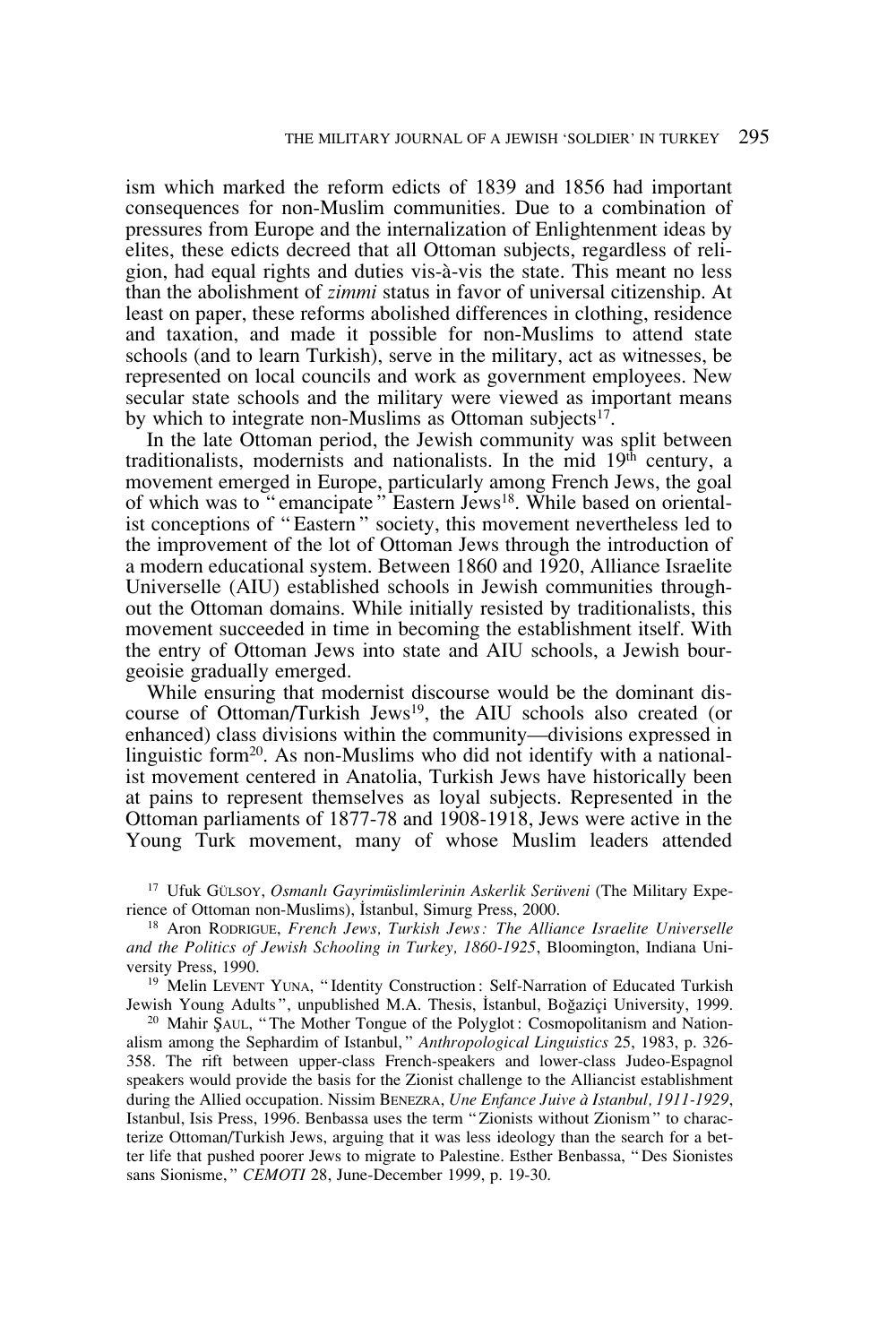ism which marked the reform edicts of 1839 and 1856 had important consequences for non-Muslim communities. Due to a combination of pressures from Europe and the internalization of Enlightenment ideas by elites, these edicts decreed that all Ottoman subjects, regardless of religion, had equal rights and duties vis-à-vis the state. This meant no less than the abolishment of *zimmi* status in favor of universal citizenship. At least on paper, these reforms abolished differences in clothing, residence and taxation, and made it possible for non-Muslims to attend state schools (and to learn Turkish), serve in the military, act as witnesses, be represented on local councils and work as government employees. New secular state schools and the military were viewed as important means by which to integrate non-Muslims as Ottoman subjects[17].

In the late Ottoman period, the Jewish community was split between traditionalists, modernists and nationalists. In the mid 19th century, a movement emerged in Europe, particularly among French Jews, the goal of which was to "emancipate" Eastern Jews[18]. While based on orientalist conceptions of "Eastern" society, this movement nevertheless led to the improvement of the lot of Ottoman Jews through the introduction of a modern educational system. Between 1860 and 1920, Alliance Israelite Universelle (AIU) established schools in Jewish communities throughout the Ottoman domains. While initially resisted by traditionalists, this movement succeeded in time in becoming the establishment itself. With the entry of Ottoman Jews into state and AIU schools, a Jewish bourgeoisie gradually emerged.

While ensuring that modernist discourse would be the dominant discourse of Ottoman/Turkish Jews[19], the AIU schools also created (or enhanced) class divisions within the community—divisions expressed in linguistic form[20]. As non-Muslims who did not identify with a nationalist movement centered in Anatolia, Turkish Jews have historically been at pains to represent themselves as loyal subjects. Represented in the Ottoman parliaments of 1877-78 and 1908-1918, Jews were active in the Young Turk movement, many of whose Muslim leaders attended

[17] Ufuk GÜLSOY, *Osmanlı Gayrimüslimlerinin Askerlik Serüveni* (The Military Experience of Ottoman non-Muslims), İstanbul, Simurg Press, 2000.

[18] Aron RODRIGUE, *French Jews, Turkish Jews: The Alliance Israelite Universelle and the Politics of Jewish Schooling in Turkey, 1860-1925*, Bloomington, Indiana University Press, 1990.

[19] Melin LEVENT YUNA, "Identity Construction: Self-Narration of Educated Turkish Jewish Young Adults", unpublished M.A. Thesis, İstanbul, Boğaziçi University, 1999.

[20] Mahir ŞAUL, "The Mother Tongue of the Polyglot: Cosmopolitanism and Nationalism among the Sephardim of Istanbul," *Anthropological Linguistics* 25, 1983, p. 326-358. The rift between upper-class French-speakers and lower-class Judeo-Espagnol speakers would provide the basis for the Zionist challenge to the Alliancist establishment during the Allied occupation. Nissim BENEZRA, *Une Enfance Juive à Istanbul, 1911-1929*, Istanbul, Isis Press, 1996. Benbassa uses the term "Zionists without Zionism" to characterize Ottoman/Turkish Jews, arguing that it was less ideology than the search for a better life that pushed poorer Jews to migrate to Palestine. Esther Benbassa, "Des Sionistes sans Sionisme," *CEMOTI* 28, June-December 1999, p. 19-30.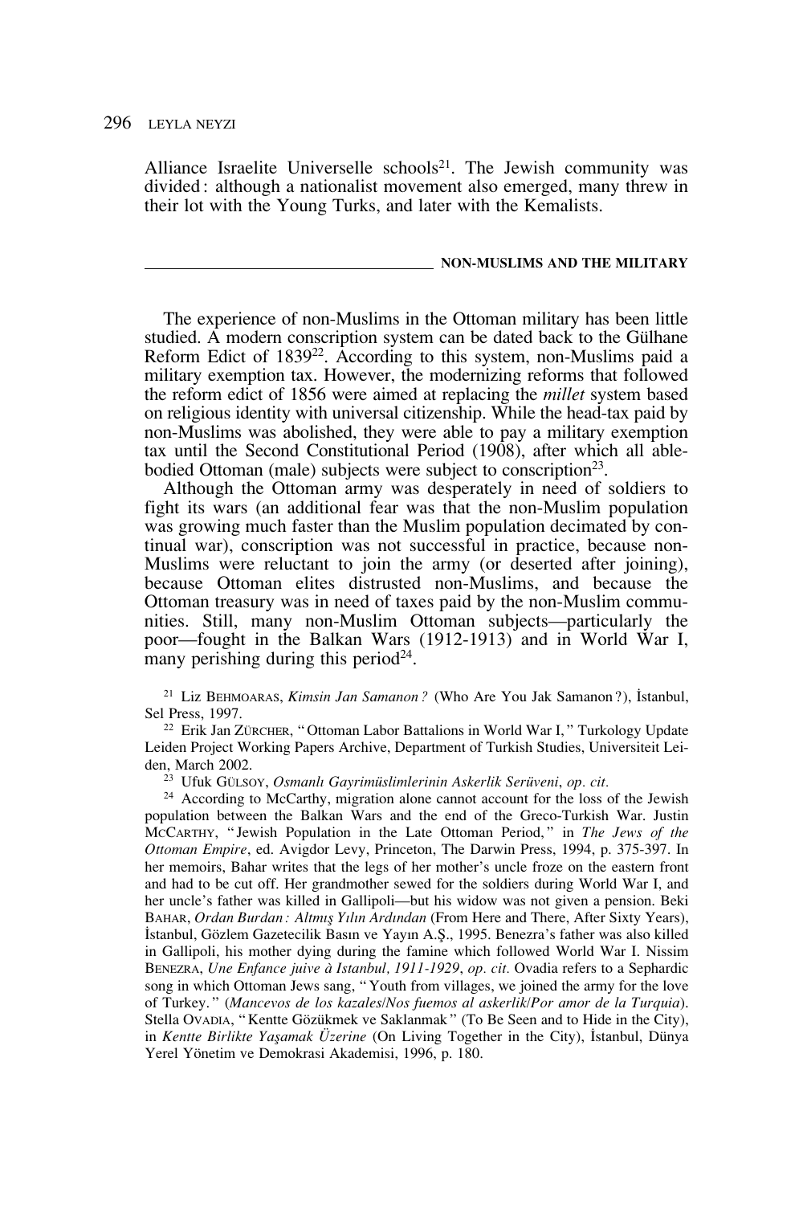Alliance Israelite Universelle schools[21]. The Jewish community was divided : although a nationalist movement also emerged, many threw in their lot with the Young Turks, and later with the Kemalists.

## NON-MUSLIMS AND THE MILITARY

The experience of non-Muslims in the Ottoman military has been little studied. A modern conscription system can be dated back to the Gülhane Reform Edict of 1839[22]. According to this system, non-Muslims paid a military exemption tax. However, the modernizing reforms that followed the reform edict of 1856 were aimed at replacing the *millet* system based on religious identity with universal citizenship. While the head-tax paid by non-Muslims was abolished, they were able to pay a military exemption tax until the Second Constitutional Period (1908), after which all able-bodied Ottoman (male) subjects were subject to conscription[23].

Although the Ottoman army was desperately in need of soldiers to fight its wars (an additional fear was that the non-Muslim population was growing much faster than the Muslim population decimated by continual war), conscription was not successful in practice, because non-Muslims were reluctant to join the army (or deserted after joining), because Ottoman elites distrusted non-Muslims, and because the Ottoman treasury was in need of taxes paid by the non-Muslim communities. Still, many non-Muslim Ottoman subjects—particularly the poor—fought in the Balkan Wars (1912-1913) and in World War I, many perishing during this period[24].

---

[21] Liz Behmoaras, *Kimsin Jan Samanon ?* (Who Are You Jak Samanon ?), İstanbul, Sel Press, 1997.

[22] Erik Jan Zürcher, " Ottoman Labor Battalions in World War I, " Turkology Update Leiden Project Working Papers Archive, Department of Turkish Studies, Universiteit Leiden, March 2002.

[23] Ufuk Gülsoy, *Osmanlı Gayrimüslimlerinin Askerlik Serüveni*, *op. cit.*

[24] According to McCarthy, migration alone cannot account for the loss of the Jewish population between the Balkan Wars and the end of the Greco-Turkish War. Justin McCarthy, " Jewish Population in the Late Ottoman Period, " in *The Jews of the Ottoman Empire*, ed. Avigdor Levy, Princeton, The Darwin Press, 1994, p. 375-397. In her memoirs, Bahar writes that the legs of her mother's uncle froze on the eastern front and had to be cut off. Her grandmother sewed for the soldiers during World War I, and her uncle's father was killed in Gallipoli—but his widow was not given a pension. Beki Bahar, *Ordan Burdan : Altmış Yılın Ardından* (From Here and There, After Sixty Years), İstanbul, Gözlem Gazetecilik Basın ve Yayın A.Ş., 1995. Benezra's father was also killed in Gallipoli, his mother dying during the famine which followed World War I. Nissim Benezra, *Une Enfance juive à Istanbul, 1911-1929*, *op. cit.* Ovadia refers to a Sephardic song in which Ottoman Jews sang, " Youth from villages, we joined the army for the love of Turkey. " (*Mancevos de los kazales/Nos fuemos al askerlik/Por amor de la Turquia*). Stella Ovadia, " Kentte Gözükmek ve Saklanmak " (To Be Seen and to Hide in the City), in *Kentte Birlikte Yaşamak Üzerine* (On Living Together in the City), İstanbul, Dünya Yerel Yönetim ve Demokrasi Akademisi, 1996, p. 180.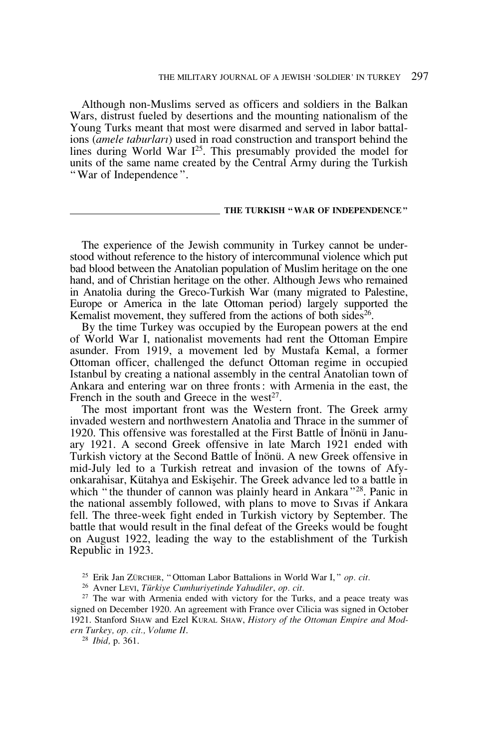Although non-Muslims served as officers and soldiers in the Balkan Wars, distrust fueled by desertions and the mounting nationalism of the Young Turks meant that most were disarmed and served in labor battalions (*amele taburları*) used in road construction and transport behind the lines during World War I[25]. This presumably provided the model for units of the same name created by the Central Army during the Turkish "War of Independence".

## THE TURKISH "WAR OF INDEPENDENCE"

The experience of the Jewish community in Turkey cannot be understood without reference to the history of intercommunal violence which put bad blood between the Anatolian population of Muslim heritage on the one hand, and of Christian heritage on the other. Although Jews who remained in Anatolia during the Greco-Turkish War (many migrated to Palestine, Europe or America in the late Ottoman period) largely supported the Kemalist movement, they suffered from the actions of both sides[26].

By the time Turkey was occupied by the European powers at the end of World War I, nationalist movements had rent the Ottoman Empire asunder. From 1919, a movement led by Mustafa Kemal, a former Ottoman officer, challenged the defunct Ottoman regime in occupied Istanbul by creating a national assembly in the central Anatolian town of Ankara and entering war on three fronts: with Armenia in the east, the French in the south and Greece in the west[27].

The most important front was the Western front. The Greek army invaded western and northwestern Anatolia and Thrace in the summer of 1920. This offensive was forestalled at the First Battle of İnönü in January 1921. A second Greek offensive in late March 1921 ended with Turkish victory at the Second Battle of İnönü. A new Greek offensive in mid-July led to a Turkish retreat and invasion of the towns of Afyonkarahisar, Kütahya and Eskişehir. The Greek advance led to a battle in which "the thunder of cannon was plainly heard in Ankara"[28]. Panic in the national assembly followed, with plans to move to Sıvas if Ankara fell. The three-week fight ended in Turkish victory by September. The battle that would result in the final defeat of the Greeks would be fought on August 1922, leading the way to the establishment of the Turkish Republic in 1923.

---

[25] Erik Jan ZÜRCHER, "Ottoman Labor Battalions in World War I," *op. cit.*

[26] Avner LEVI, *Türkiye Cumhuriyetinde Yahudiler*, *op. cit.*

[27] The war with Armenia ended with victory for the Turks, and a peace treaty was signed on December 1920. An agreement with France over Cilicia was signed in October 1921. Stanford SHAW and Ezel KURAL SHAW, *History of the Ottoman Empire and Modern Turkey, op. cit., Volume II*.

[28] *Ibid,* p. 361.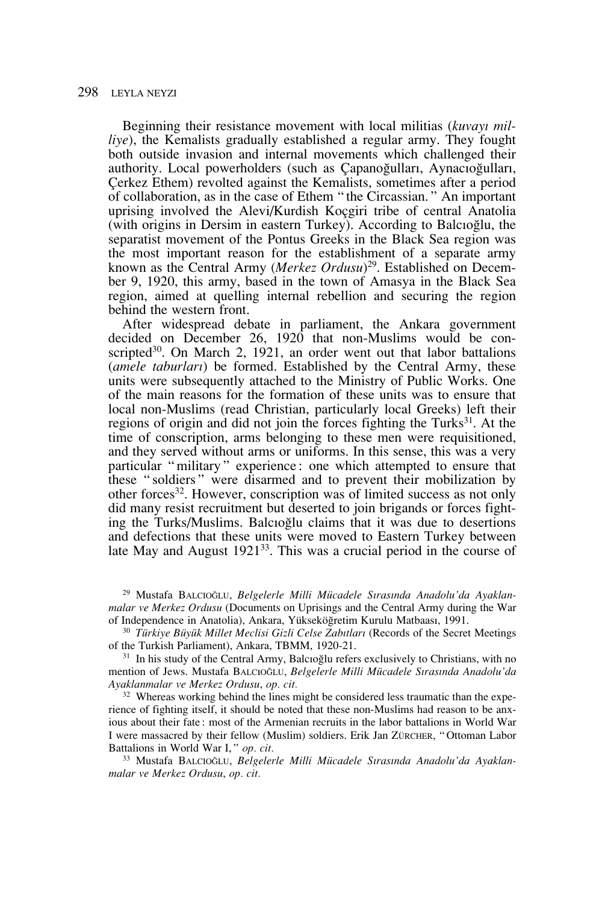Beginning their resistance movement with local militias (*kuvayı milliye*), the Kemalists gradually established a regular army. They fought both outside invasion and internal movements which challenged their authority. Local powerholders (such as Çapanoğulları, Aynacıoğulları, Çerkez Ethem) revolted against the Kemalists, sometimes after a period of collaboration, as in the case of Ethem "the Circassian." An important uprising involved the Alevi/Kurdish Koçgiri tribe of central Anatolia (with origins in Dersim in eastern Turkey). According to Balcıoğlu, the separatist movement of the Pontus Greeks in the Black Sea region was the most important reason for the establishment of a separate army known as the Central Army (*Merkez Ordusu*)[29]. Established on December 9, 1920, this army, based in the town of Amasya in the Black Sea region, aimed at quelling internal rebellion and securing the region behind the western front.

After widespread debate in parliament, the Ankara government decided on December 26, 1920 that non-Muslims would be conscripted[30]. On March 2, 1921, an order went out that labor battalions (*amele taburları*) be formed. Established by the Central Army, these units were subsequently attached to the Ministry of Public Works. One of the main reasons for the formation of these units was to ensure that local non-Muslims (read Christian, particularly local Greeks) left their regions of origin and did not join the forces fighting the Turks[31]. At the time of conscription, arms belonging to these men were requisitioned, and they served without arms or uniforms. In this sense, this was a very particular "military" experience: one which attempted to ensure that these "soldiers" were disarmed and to prevent their mobilization by other forces[32]. However, conscription was of limited success as not only did many resist recruitment but deserted to join brigands or forces fighting the Turks/Muslims. Balcıoğlu claims that it was due to desertions and defections that these units were moved to Eastern Turkey between late May and August 1921[33]. This was a crucial period in the course of

---

[29] Mustafa BALCIOĞLU, *Belgelerle Milli Mücadele Sırasında Anadolu'da Ayaklanmalar ve Merkez Ordusu* (Documents on Uprisings and the Central Army during the War of Independence in Anatolia), Ankara, Yükseköğretim Kurulu Matbaası, 1991.

[30] *Türkiye Büyük Millet Meclisi Gizli Celse Zabıtları* (Records of the Secret Meetings of the Turkish Parliament), Ankara, TBMM, 1920-21.

[31] In his study of the Central Army, Balcıoğlu refers exclusively to Christians, with no mention of Jews. Mustafa BALCIOĞLU, *Belgelerle Milli Mücadele Sırasında Anadolu'da Ayaklanmalar ve Merkez Ordusu*, *op. cit.*

[32] Whereas working behind the lines might be considered less traumatic than the experience of fighting itself, it should be noted that these non-Muslims had reason to be anxious about their fate: most of the Armenian recruits in the labor battalions in World War I were massacred by their fellow (Muslim) soldiers. Erik Jan ZÜRCHER, "Ottoman Labor Battalions in World War I," *op. cit.*

[33] Mustafa BALCIOĞLU, *Belgelerle Milli Mücadele Sırasında Anadolu'da Ayaklanmalar ve Merkez Ordusu*, *op. cit.*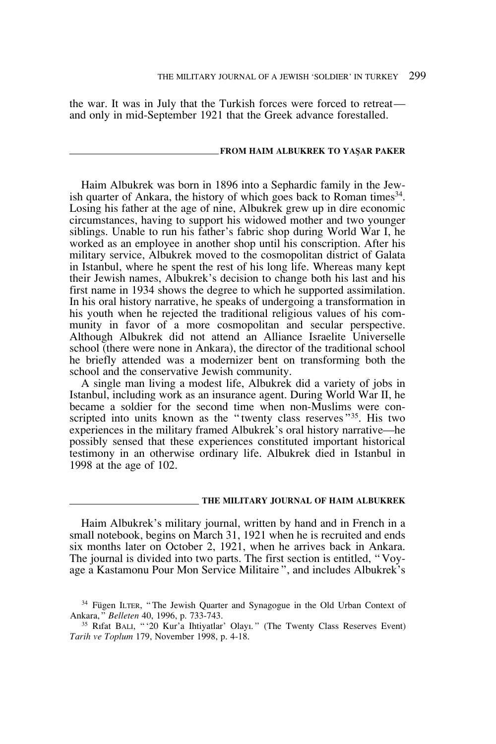the war. It was in July that the Turkish forces were forced to retreat—and only in mid-September 1921 that the Greek advance forestalled.

## FROM HAIM ALBUKREK TO YAŞAR PAKER

Haim Albukrek was born in 1896 into a Sephardic family in the Jewish quarter of Ankara, the history of which goes back to Roman times[34]. Losing his father at the age of nine, Albukrek grew up in dire economic circumstances, having to support his widowed mother and two younger siblings. Unable to run his father's fabric shop during World War I, he worked as an employee in another shop until his conscription. After his military service, Albukrek moved to the cosmopolitan district of Galata in Istanbul, where he spent the rest of his long life. Whereas many kept their Jewish names, Albukrek's decision to change both his last and his first name in 1934 shows the degree to which he supported assimilation. In his oral history narrative, he speaks of undergoing a transformation in his youth when he rejected the traditional religious values of his community in favor of a more cosmopolitan and secular perspective. Although Albukrek did not attend an Alliance Israelite Universelle school (there were none in Ankara), the director of the traditional school he briefly attended was a modernizer bent on transforming both the school and the conservative Jewish community.

A single man living a modest life, Albukrek did a variety of jobs in Istanbul, including work as an insurance agent. During World War II, he became a soldier for the second time when non-Muslims were conscripted into units known as the "twenty class reserves"[35]. His two experiences in the military framed Albukrek's oral history narrative—he possibly sensed that these experiences constituted important historical testimony in an otherwise ordinary life. Albukrek died in Istanbul in 1998 at the age of 102.

## THE MILITARY JOURNAL OF HAIM ALBUKREK

Haim Albukrek's military journal, written by hand and in French in a small notebook, begins on March 31, 1921 when he is recruited and ends six months later on October 2, 1921, when he arrives back in Ankara. The journal is divided into two parts. The first section is entitled, "Voyage a Kastamonu Pour Mon Service Militaire", and includes Albukrek's

[34] Fügen ILTER, "The Jewish Quarter and Synagogue in the Old Urban Context of Ankara," *Belleten* 40, 1996, p. 733-743.

[35] Rıfat BALI, "'20 Kur'a Ihtiyatlar' Olayı." (The Twenty Class Reserves Event) *Tarih ve Toplum* 179, November 1998, p. 4-18.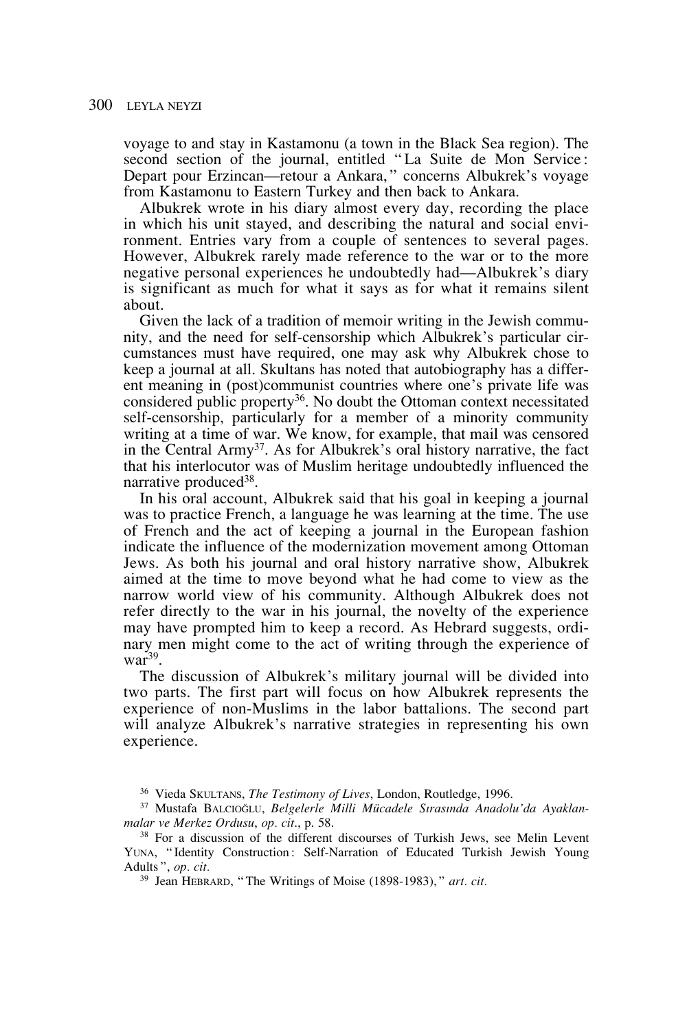voyage to and stay in Kastamonu (a town in the Black Sea region). The second section of the journal, entitled "La Suite de Mon Service: Depart pour Erzincan—retour a Ankara," concerns Albukrek's voyage from Kastamonu to Eastern Turkey and then back to Ankara.

Albukrek wrote in his diary almost every day, recording the place in which his unit stayed, and describing the natural and social environment. Entries vary from a couple of sentences to several pages. However, Albukrek rarely made reference to the war or to the more negative personal experiences he undoubtedly had—Albukrek's diary is significant as much for what it says as for what it remains silent about.

Given the lack of a tradition of memoir writing in the Jewish community, and the need for self-censorship which Albukrek's particular circumstances must have required, one may ask why Albukrek chose to keep a journal at all. Skultans has noted that autobiography has a different meaning in (post)communist countries where one's private life was considered public property[36]. No doubt the Ottoman context necessitated self-censorship, particularly for a member of a minority community writing at a time of war. We know, for example, that mail was censored in the Central Army[37]. As for Albukrek's oral history narrative, the fact that his interlocutor was of Muslim heritage undoubtedly influenced the narrative produced[38].

In his oral account, Albukrek said that his goal in keeping a journal was to practice French, a language he was learning at the time. The use of French and the act of keeping a journal in the European fashion indicate the influence of the modernization movement among Ottoman Jews. As both his journal and oral history narrative show, Albukrek aimed at the time to move beyond what he had come to view as the narrow world view of his community. Although Albukrek does not refer directly to the war in his journal, the novelty of the experience may have prompted him to keep a record. As Hebrard suggests, ordinary men might come to the act of writing through the experience of war[39].

The discussion of Albukrek's military journal will be divided into two parts. The first part will focus on how Albukrek represents the experience of non-Muslims in the labor battalions. The second part will analyze Albukrek's narrative strategies in representing his own experience.

---

[36] Vieda SKULTANS, *The Testimony of Lives*, London, Routledge, 1996.

[37] Mustafa BALCIOĞLU, *Belgelerle Milli Mücadele Sırasında Anadolu'da Ayaklanmalar ve Merkez Ordusu*, *op. cit*., p. 58.

[38] For a discussion of the different discourses of Turkish Jews, see Melin Levent YUNA, "Identity Construction: Self-Narration of Educated Turkish Jewish Young Adults", *op. cit.*

[39] Jean HEBRARD, "The Writings of Moise (1898-1983)," *art. cit.*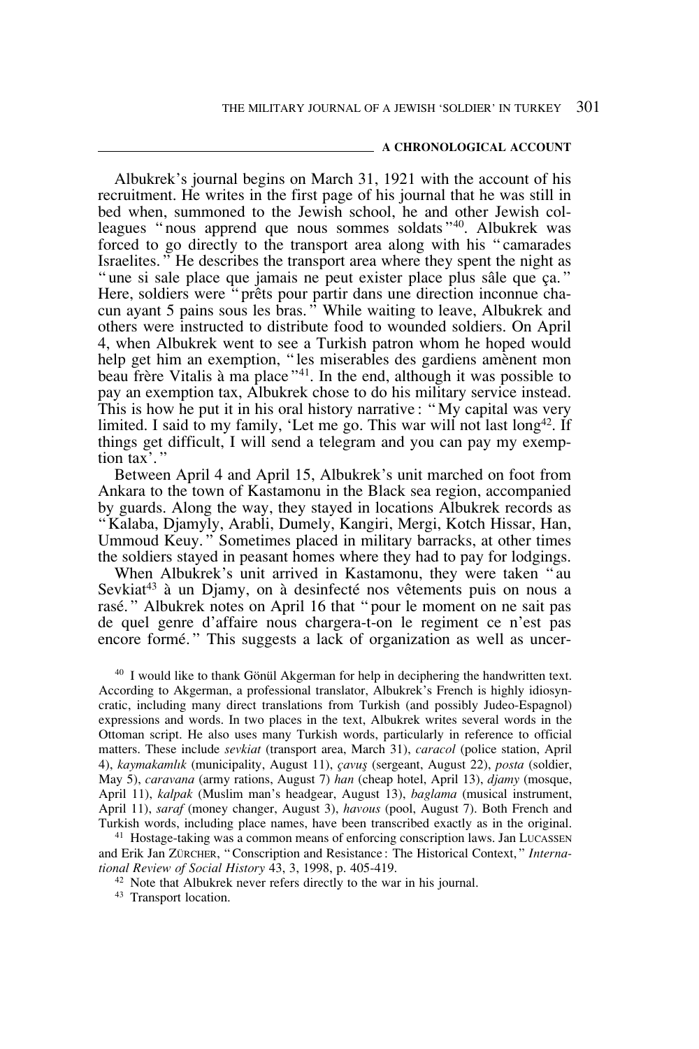## A CHRONOLOGICAL ACCOUNT

Albukrek's journal begins on March 31, 1921 with the account of his recruitment. He writes in the first page of his journal that he was still in bed when, summoned to the Jewish school, he and other Jewish colleagues "nous apprend que nous sommes soldats"[40]. Albukrek was forced to go directly to the transport area along with his "camarades Israelites." He describes the transport area where they spent the night as "une si sale place que jamais ne peut exister place plus sâle que ça." Here, soldiers were "prêts pour partir dans une direction inconnue chacun ayant 5 pains sous les bras." While waiting to leave, Albukrek and others were instructed to distribute food to wounded soldiers. On April 4, when Albukrek went to see a Turkish patron whom he hoped would help get him an exemption, "les miserables des gardiens amènent mon beau frère Vitalis à ma place"[41]. In the end, although it was possible to pay an exemption tax, Albukrek chose to do his military service instead. This is how he put it in his oral history narrative: "My capital was very limited. I said to my family, 'Let me go. This war will not last long[42]. If things get difficult, I will send a telegram and you can pay my exemption tax'."

Between April 4 and April 15, Albukrek's unit marched on foot from Ankara to the town of Kastamonu in the Black sea region, accompanied by guards. Along the way, they stayed in locations Albukrek records as "Kalaba, Djamyly, Arabli, Dumely, Kangiri, Mergi, Kotch Hissar, Han, Ummoud Keuy." Sometimes placed in military barracks, at other times the soldiers stayed in peasant homes where they had to pay for lodgings.

When Albukrek's unit arrived in Kastamonu, they were taken "au Sevkiat[43] à un Djamy, on à desinfecté nos vêtements puis on nous a rasé." Albukrek notes on April 16 that "pour le moment on ne sait pas de quel genre d'affaire nous chargera-t-on le regiment ce n'est pas encore formé." This suggests a lack of organization as well as uncer-

[40] I would like to thank Gönül Akgerman for help in deciphering the handwritten text. According to Akgerman, a professional translator, Albukrek's French is highly idiosyncratic, including many direct translations from Turkish (and possibly Judeo-Espagnol) expressions and words. In two places in the text, Albukrek writes several words in the Ottoman script. He also uses many Turkish words, particularly in reference to official matters. These include *sevkiat* (transport area, March 31), *caracol* (police station, April 4), *kaymakamlık* (municipality, August 11), *çavuş* (sergeant, August 22), *posta* (soldier, May 5), *caravana* (army rations, August 7) *han* (cheap hotel, April 13), *djamy* (mosque, April 11), *kalpak* (Muslim man's headgear, August 13), *baglama* (musical instrument, April 11), *saraf* (money changer, August 3), *havous* (pool, August 7). Both French and Turkish words, including place names, have been transcribed exactly as in the original.

[41] Hostage-taking was a common means of enforcing conscription laws. Jan Lucassen and Erik Jan Zürcher, "Conscription and Resistance: The Historical Context," *International Review of Social History* 43, 3, 1998, p. 405-419.

[42] Note that Albukrek never refers directly to the war in his journal.

[43] Transport location.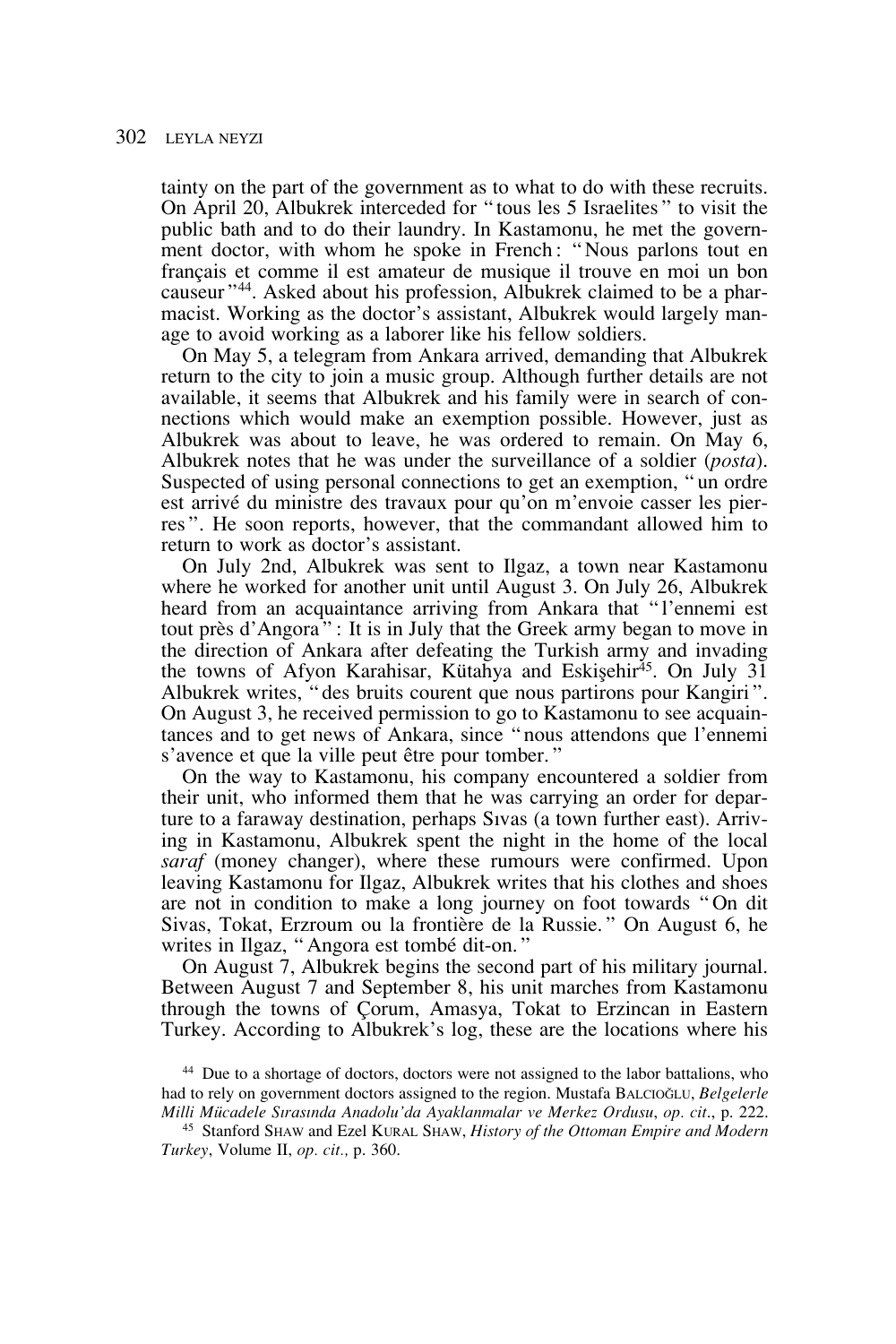tainty on the part of the government as to what to do with these recruits. On April 20, Albukrek interceded for "tous les 5 Israelites" to visit the public bath and to do their laundry. In Kastamonu, he met the government doctor, with whom he spoke in French: "Nous parlons tout en français et comme il est amateur de musique il trouve en moi un bon causeur"[44]. Asked about his profession, Albukrek claimed to be a pharmacist. Working as the doctor's assistant, Albukrek would largely manage to avoid working as a laborer like his fellow soldiers.

On May 5, a telegram from Ankara arrived, demanding that Albukrek return to the city to join a music group. Although further details are not available, it seems that Albukrek and his family were in search of connections which would make an exemption possible. However, just as Albukrek was about to leave, he was ordered to remain. On May 6, Albukrek notes that he was under the surveillance of a soldier (*posta*). Suspected of using personal connections to get an exemption, "un ordre est arrivé du ministre des travaux pour qu'on m'envoie casser les pierres". He soon reports, however, that the commandant allowed him to return to work as doctor's assistant.

On July 2nd, Albukrek was sent to Ilgaz, a town near Kastamonu where he worked for another unit until August 3. On July 26, Albukrek heard from an acquaintance arriving from Ankara that "l'ennemi est tout près d'Angora": It is in July that the Greek army began to move in the direction of Ankara after defeating the Turkish army and invading the towns of Afyon Karahisar, Kütahya and Eskişehir[45]. On July 31 Albukrek writes, "des bruits courent que nous partirons pour Kangiri". On August 3, he received permission to go to Kastamonu to see acquaintances and to get news of Ankara, since "nous attendons que l'ennemi s'avence et que la ville peut être pour tomber."

On the way to Kastamonu, his company encountered a soldier from their unit, who informed them that he was carrying an order for departure to a faraway destination, perhaps Sıvas (a town further east). Arriving in Kastamonu, Albukrek spent the night in the home of the local *saraf* (money changer), where these rumours were confirmed. Upon leaving Kastamonu for Ilgaz, Albukrek writes that his clothes and shoes are not in condition to make a long journey on foot towards "On dit Sivas, Tokat, Erzroum ou la frontière de la Russie." On August 6, he writes in Ilgaz, "Angora est tombé dit-on."

On August 7, Albukrek begins the second part of his military journal. Between August 7 and September 8, his unit marches from Kastamonu through the towns of Çorum, Amasya, Tokat to Erzincan in Eastern Turkey. According to Albukrek's log, these are the locations where his

[44] Due to a shortage of doctors, doctors were not assigned to the labor battalions, who had to rely on government doctors assigned to the region. Mustafa BALCIOĞLU, *Belgelerle Milli Mücadele Sırasında Anadolu'da Ayaklanmalar ve Merkez Ordusu*, *op. cit*., p. 222.

[45] Stanford SHAW and Ezel KURAL SHAW, *History of the Ottoman Empire and Modern Turkey*, Volume II, *op. cit.,* p. 360.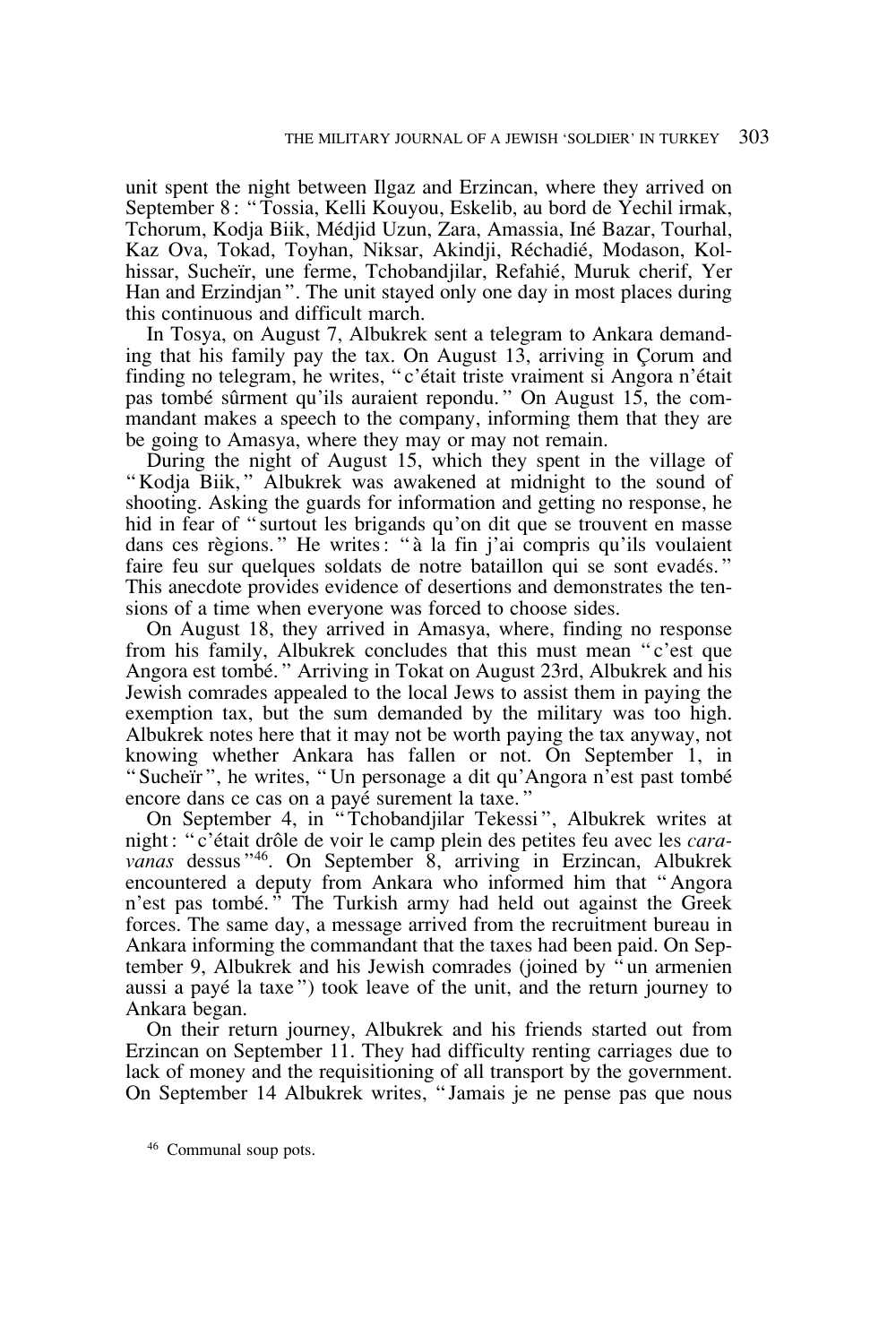unit spent the night between Ilgaz and Erzincan, where they arrived on September 8: "Tossia, Kelli Kouyou, Eskelib, au bord de Yechil irmak, Tchorum, Kodja Biik, Médjid Uzun, Zara, Amassia, Iné Bazar, Tourhal, Kaz Ova, Tokad, Toyhan, Niksar, Akindji, Réchadié, Modason, Kolhissar, Sucheïr, une ferme, Tchobandjilar, Refahié, Muruk cherif, Yer Han and Erzindjan". The unit stayed only one day in most places during this continuous and difficult march.

In Tosya, on August 7, Albukrek sent a telegram to Ankara demanding that his family pay the tax. On August 13, arriving in Çorum and finding no telegram, he writes, "c'était triste vraiment si Angora n'était pas tombé sûrment qu'ils auraient repondu." On August 15, the commandant makes a speech to the company, informing them that they are be going to Amasya, where they may or may not remain.

During the night of August 15, which they spent in the village of "Kodja Biik," Albukrek was awakened at midnight to the sound of shooting. Asking the guards for information and getting no response, he hid in fear of "surtout les brigands qu'on dit que se trouvent en masse dans ces règions." He writes: "à la fin j'ai compris qu'ils voulaient faire feu sur quelques soldats de notre bataillon qui se sont evadés." This anecdote provides evidence of desertions and demonstrates the tensions of a time when everyone was forced to choose sides.

On August 18, they arrived in Amasya, where, finding no response from his family, Albukrek concludes that this must mean "c'est que Angora est tombé." Arriving in Tokat on August 23rd, Albukrek and his Jewish comrades appealed to the local Jews to assist them in paying the exemption tax, but the sum demanded by the military was too high. Albukrek notes here that it may not be worth paying the tax anyway, not knowing whether Ankara has fallen or not. On September 1, in "Sucheïr", he writes, "Un personage a dit qu'Angora n'est past tombé encore dans ce cas on a payé surement la taxe."

On September 4, in "Tchobandjilar Tekessi", Albukrek writes at night: "c'était drôle de voir le camp plein des petites feu avec les *caravanas* dessus"[46]. On September 8, arriving in Erzincan, Albukrek encountered a deputy from Ankara who informed him that "Angora n'est pas tombé." The Turkish army had held out against the Greek forces. The same day, a message arrived from the recruitment bureau in Ankara informing the commandant that the taxes had been paid. On September 9, Albukrek and his Jewish comrades (joined by "un armenien aussi a payé la taxe") took leave of the unit, and the return journey to Ankara began.

On their return journey, Albukrek and his friends started out from Erzincan on September 11. They had difficulty renting carriages due to lack of money and the requisitioning of all transport by the government. On September 14 Albukrek writes, "Jamais je ne pense pas que nous

[46] Communal soup pots.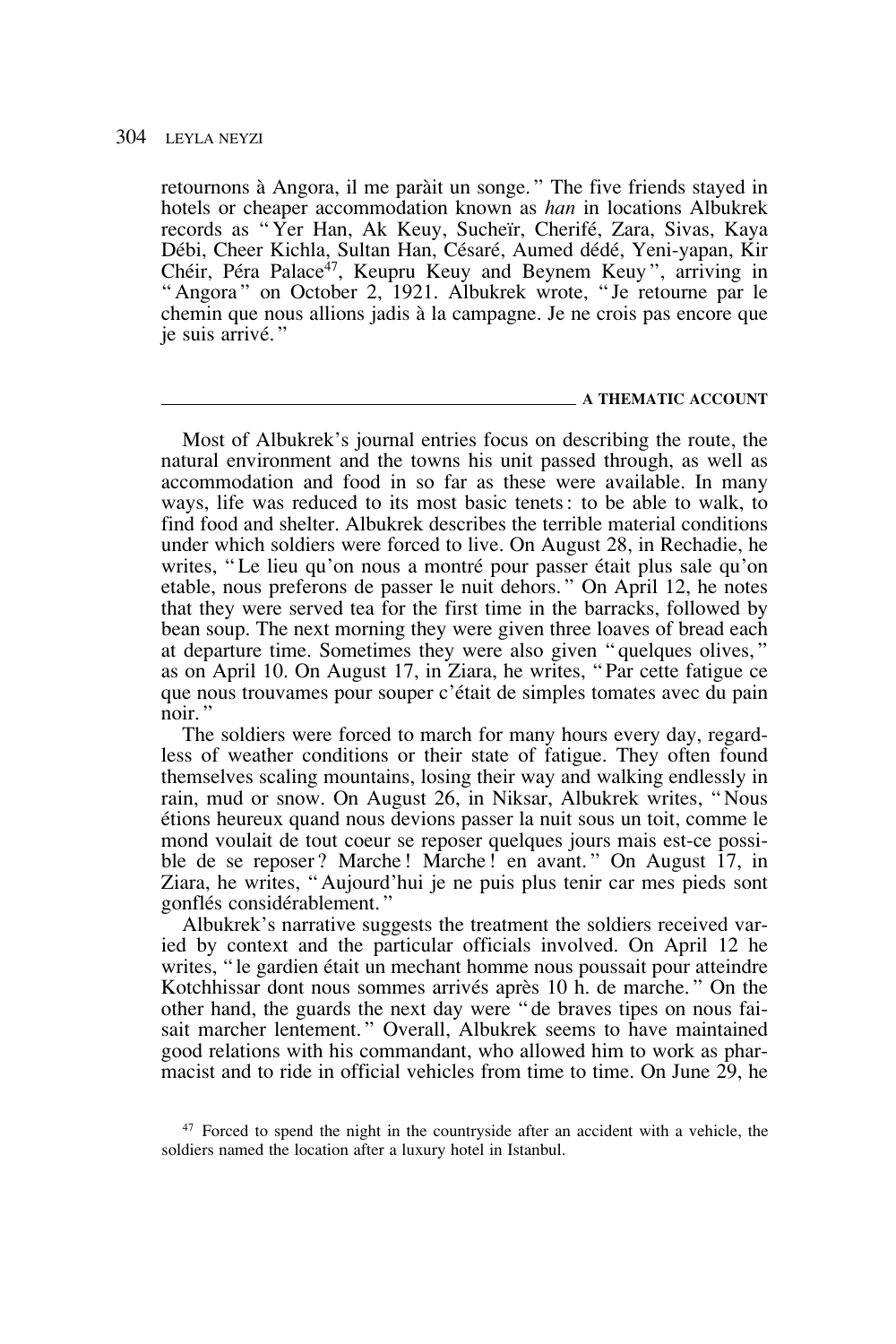retournons à Angora, il me paràit un songe." The five friends stayed in hotels or cheaper accommodation known as *han* in locations Albukrek records as "Yer Han, Ak Keuy, Sucheïr, Cherifé, Zara, Sivas, Kaya Débi, Cheer Kichla, Sultan Han, Césaré, Aumed dédé, Yeni-yapan, Kir Chéir, Péra Palace[47], Keupru Keuy and Beynem Keuy", arriving in "Angora" on October 2, 1921. Albukrek wrote, "Je retourne par le chemin que nous allions jadis à la campagne. Je ne crois pas encore que je suis arrivé."

## A THEMATIC ACCOUNT

Most of Albukrek's journal entries focus on describing the route, the natural environment and the towns his unit passed through, as well as accommodation and food in so far as these were available. In many ways, life was reduced to its most basic tenets: to be able to walk, to find food and shelter. Albukrek describes the terrible material conditions under which soldiers were forced to live. On August 28, in Rechadie, he writes, "Le lieu qu'on nous a montré pour passer était plus sale qu'on etable, nous preferons de passer le nuit dehors." On April 12, he notes that they were served tea for the first time in the barracks, followed by bean soup. The next morning they were given three loaves of bread each at departure time. Sometimes they were also given "quelques olives," as on April 10. On August 17, in Ziara, he writes, "Par cette fatigue ce que nous trouvames pour souper c'était de simples tomates avec du pain noir."

The soldiers were forced to march for many hours every day, regardless of weather conditions or their state of fatigue. They often found themselves scaling mountains, losing their way and walking endlessly in rain, mud or snow. On August 26, in Niksar, Albukrek writes, "Nous étions heureux quand nous devions passer la nuit sous un toit, comme le mond voulait de tout coeur se reposer quelques jours mais est-ce possible de se reposer? Marche! Marche! en avant." On August 17, in Ziara, he writes, "Aujourd'hui je ne puis plus tenir car mes pieds sont gonflés considérablement."

Albukrek's narrative suggests the treatment the soldiers received varied by context and the particular officials involved. On April 12 he writes, "le gardien était un mechant homme nous poussait pour atteindre Kotchhissar dont nous sommes arrivés après 10 h. de marche." On the other hand, the guards the next day were "de braves tipes on nous faisait marcher lentement." Overall, Albukrek seems to have maintained good relations with his commandant, who allowed him to work as pharmacist and to ride in official vehicles from time to time. On June 29, he

[47] Forced to spend the night in the countryside after an accident with a vehicle, the soldiers named the location after a luxury hotel in Istanbul.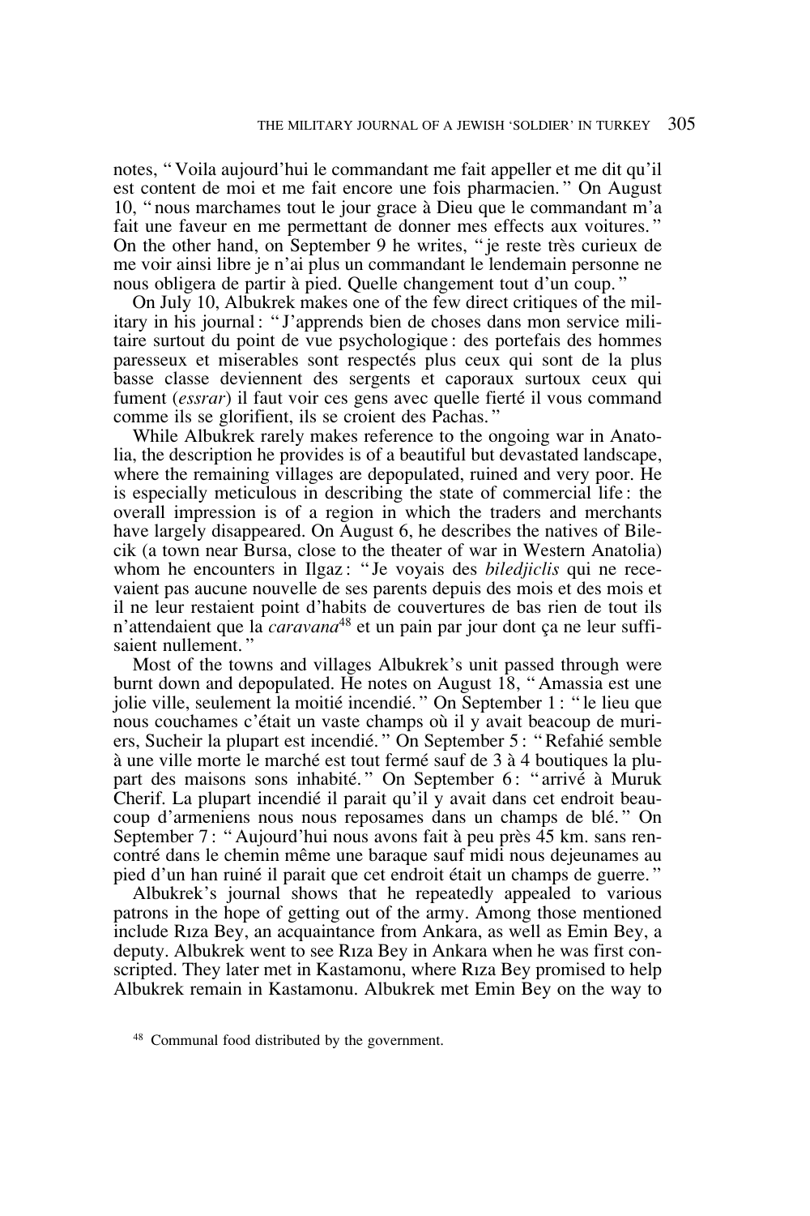notes, "Voila aujourd'hui le commandant me fait appeller et me dit qu'il est content de moi et me fait encore une fois pharmacien." On August 10, "nous marchames tout le jour grace à Dieu que le commandant m'a fait une faveur en me permettant de donner mes effects aux voitures." On the other hand, on September 9 he writes, "je reste très curieux de me voir ainsi libre je n'ai plus un commandant le lendemain personne ne nous obligera de partir à pied. Quelle changement tout d'un coup."

On July 10, Albukrek makes one of the few direct critiques of the military in his journal: "J'apprends bien de choses dans mon service militaire surtout du point de vue psychologique: des portefais des hommes paresseux et miserables sont respectés plus ceux qui sont de la plus basse classe deviennent des sergents et caporaux surtoux ceux qui fument (*essrar*) il faut voir ces gens avec quelle fierté il vous command comme ils se glorifient, ils se croient des Pachas."

While Albukrek rarely makes reference to the ongoing war in Anatolia, the description he provides is of a beautiful but devastated landscape, where the remaining villages are depopulated, ruined and very poor. He is especially meticulous in describing the state of commercial life: the overall impression is of a region in which the traders and merchants have largely disappeared. On August 6, he describes the natives of Bilecik (a town near Bursa, close to the theater of war in Western Anatolia) whom he encounters in Ilgaz: "Je voyais des *biledjiclis* qui ne recevaient pas aucune nouvelle de ses parents depuis des mois et des mois et il ne leur restaient point d'habits de couvertures de bas rien de tout ils n'attendaient que la *caravana*[48] et un pain par jour dont ça ne leur suffisaient nullement."

Most of the towns and villages Albukrek's unit passed through were burnt down and depopulated. He notes on August 18, "Amassia est une jolie ville, seulement la moitié incendié." On September 1: "le lieu que nous couchames c'était un vaste champs où il y avait beacoup de muriers, Sucheir la plupart est incendié." On September 5: "Refahié semble à une ville morte le marché est tout fermé sauf de 3 à 4 boutiques la plupart des maisons sons inhabité." On September 6: "arrivé à Muruk Cherif. La plupart incendié il parait qu'il y avait dans cet endroit beaucoup d'armeniens nous nous reposames dans un champs de blé." On September 7: "Aujourd'hui nous avons fait à peu près 45 km. sans rencontré dans le chemin même une baraque sauf midi nous dejeunames au pied d'un han ruiné il parait que cet endroit était un champs de guerre."

Albukrek's journal shows that he repeatedly appealed to various patrons in the hope of getting out of the army. Among those mentioned include Rıza Bey, an acquaintance from Ankara, as well as Emin Bey, a deputy. Albukrek went to see Rıza Bey in Ankara when he was first conscripted. They later met in Kastamonu, where Rıza Bey promised to help Albukrek remain in Kastamonu. Albukrek met Emin Bey on the way to

[48] Communal food distributed by the government.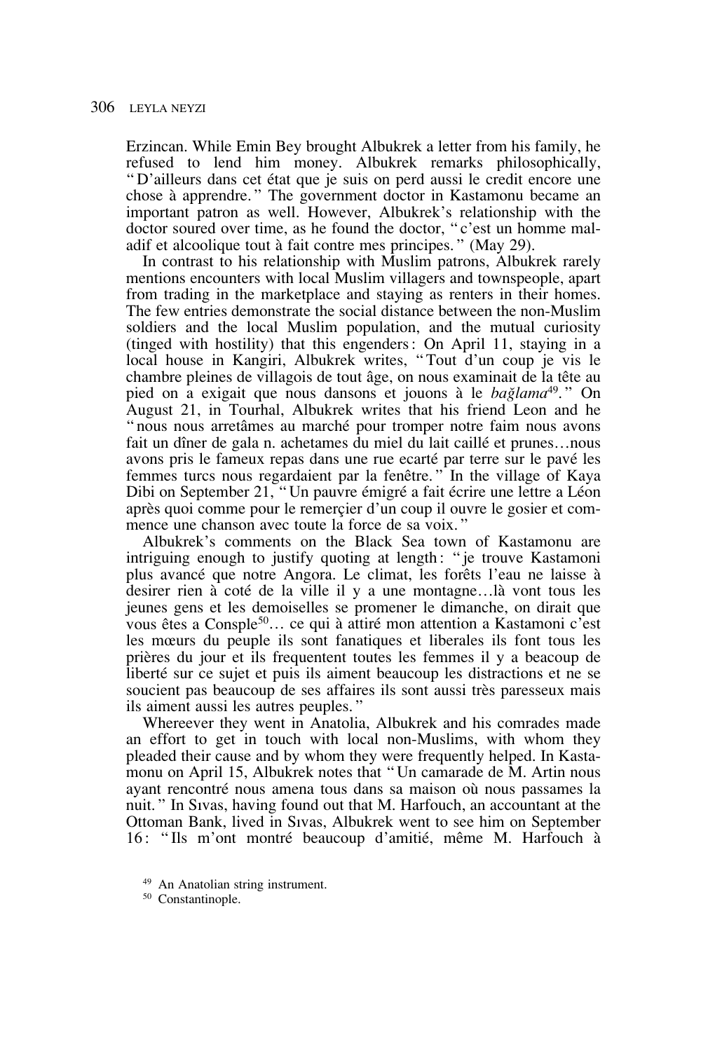Erzincan. While Emin Bey brought Albukrek a letter from his family, he refused to lend him money. Albukrek remarks philosophically, "D'ailleurs dans cet état que je suis on perd aussi le credit encore une chose à apprendre." The government doctor in Kastamonu became an important patron as well. However, Albukrek's relationship with the doctor soured over time, as he found the doctor, "c'est un homme maladif et alcoolique tout à fait contre mes principes." (May 29).

In contrast to his relationship with Muslim patrons, Albukrek rarely mentions encounters with local Muslim villagers and townspeople, apart from trading in the marketplace and staying as renters in their homes. The few entries demonstrate the social distance between the non-Muslim soldiers and the local Muslim population, and the mutual curiosity (tinged with hostility) that this engenders: On April 11, staying in a local house in Kangiri, Albukrek writes, "Tout d'un coup je vis le chambre pleines de villagois de tout âge, on nous examinait de la tête au pied on a exigait que nous dansons et jouons à le *bağlama*[49]." On August 21, in Tourhal, Albukrek writes that his friend Leon and he "nous nous arretâmes au marché pour tromper notre faim nous avons fait un dîner de gala n. achetames du miel du lait caillé et prunes…nous avons pris le fameux repas dans une rue ecarté par terre sur le pavé les femmes turcs nous regardaient par la fenêtre." In the village of Kaya Dibi on September 21, "Un pauvre émigré a fait écrire une lettre a Léon après quoi comme pour le remerçier d'un coup il ouvre le gosier et commence une chanson avec toute la force de sa voix."

Albukrek's comments on the Black Sea town of Kastamonu are intriguing enough to justify quoting at length: "je trouve Kastamoni plus avancé que notre Angora. Le climat, les forêts l'eau ne laisse à desirer rien à coté de la ville il y a une montagne…là vont tous les jeunes gens et les demoiselles se promener le dimanche, on dirait que vous êtes a Consple[50]… ce qui à attiré mon attention a Kastamoni c'est les mœurs du peuple ils sont fanatiques et liberales ils font tous les prières du jour et ils frequentent toutes les femmes il y a beacoup de liberté sur ce sujet et puis ils aiment beaucoup les distractions et ne se soucient pas beaucoup de ses affaires ils sont aussi très paresseux mais ils aiment aussi les autres peuples."

Whereever they went in Anatolia, Albukrek and his comrades made an effort to get in touch with local non-Muslims, with whom they pleaded their cause and by whom they were frequently helped. In Kastamonu on April 15, Albukrek notes that "Un camarade de M. Artin nous ayant rencontré nous amena tous dans sa maison où nous passames la nuit." In Sıvas, having found out that M. Harfouch, an accountant at the Ottoman Bank, lived in Sıvas, Albukrek went to see him on September 16: "Ils m'ont montré beaucoup d'amitié, même M. Harfouch à

[49] An Anatolian string instrument.

[50] Constantinople.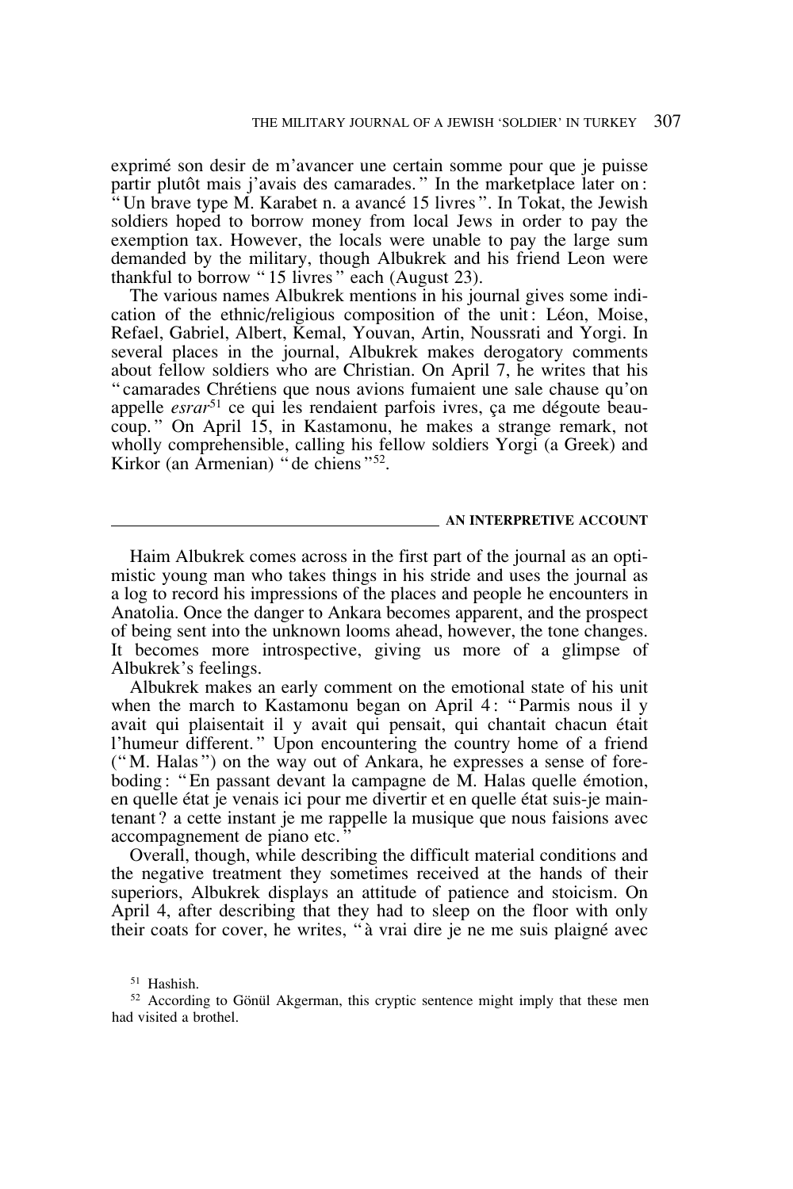exprimé son desir de m'avancer une certain somme pour que je puisse partir plutôt mais j'avais des camarades." In the marketplace later on: "Un brave type M. Karabet n. a avancé 15 livres". In Tokat, the Jewish soldiers hoped to borrow money from local Jews in order to pay the exemption tax. However, the locals were unable to pay the large sum demanded by the military, though Albukrek and his friend Leon were thankful to borrow "15 livres" each (August 23).

The various names Albukrek mentions in his journal gives some indication of the ethnic/religious composition of the unit: Léon, Moise, Refael, Gabriel, Albert, Kemal, Youvan, Artin, Noussrati and Yorgi. In several places in the journal, Albukrek makes derogatory comments about fellow soldiers who are Christian. On April 7, he writes that his "camarades Chrétiens que nous avions fumaient une sale chause qu'on appelle *esrar*[51] ce qui les rendaient parfois ivres, ça me dégoute beaucoup." On April 15, in Kastamonu, he makes a strange remark, not wholly comprehensible, calling his fellow soldiers Yorgi (a Greek) and Kirkor (an Armenian) "de chiens"[52].

## AN INTERPRETIVE ACCOUNT

Haim Albukrek comes across in the first part of the journal as an optimistic young man who takes things in his stride and uses the journal as a log to record his impressions of the places and people he encounters in Anatolia. Once the danger to Ankara becomes apparent, and the prospect of being sent into the unknown looms ahead, however, the tone changes. It becomes more introspective, giving us more of a glimpse of Albukrek's feelings.

Albukrek makes an early comment on the emotional state of his unit when the march to Kastamonu began on April 4: "Parmis nous il y avait qui plaisentait il y avait qui pensait, qui chantait chacun était l'humeur different." Upon encountering the country home of a friend ("M. Halas") on the way out of Ankara, he expresses a sense of foreboding: "En passant devant la campagne de M. Halas quelle émotion, en quelle état je venais ici pour me divertir et en quelle état suis-je maintenant? a cette instant je me rappelle la musique que nous faisions avec accompagnement de piano etc."

Overall, though, while describing the difficult material conditions and the negative treatment they sometimes received at the hands of their superiors, Albukrek displays an attitude of patience and stoicism. On April 4, after describing that they had to sleep on the floor with only their coats for cover, he writes, "à vrai dire je ne me suis plaigné avec

---

[51] Hashish.

[52] According to Gönül Akgerman, this cryptic sentence might imply that these men had visited a brothel.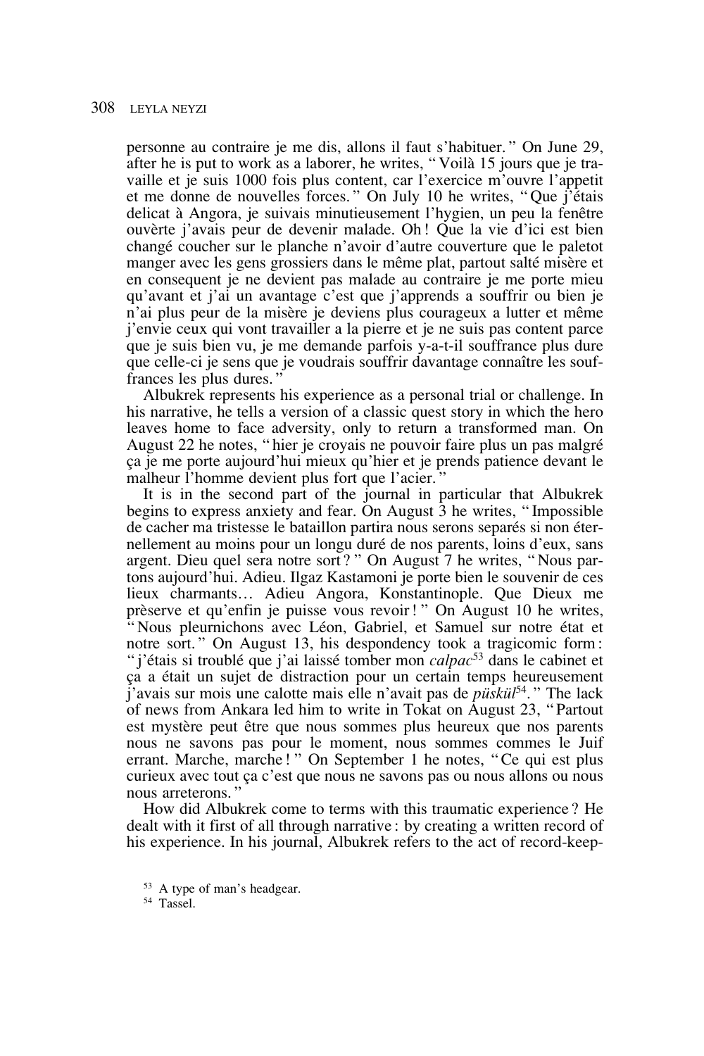personne au contraire je me dis, allons il faut s'habituer." On June 29, after he is put to work as a laborer, he writes, "Voilà 15 jours que je travaille et je suis 1000 fois plus content, car l'exercice m'ouvre l'appetit et me donne de nouvelles forces." On July 10 he writes, "Que j'étais delicat à Angora, je suivais minutieusement l'hygien, un peu la fenêtre ouvèrte j'avais peur de devenir malade. Oh! Que la vie d'ici est bien changé coucher sur le planche n'avoir d'autre couverture que le paletot manger avec les gens grossiers dans le même plat, partout salté misère et en consequent je ne devient pas malade au contraire je me porte mieu qu'avant et j'ai un avantage c'est que j'apprends a souffrir ou bien je n'ai plus peur de la misère je deviens plus courageux a lutter et même j'envie ceux qui vont travailler a la pierre et je ne suis pas content parce que je suis bien vu, je me demande parfois y-a-t-il souffrance plus dure que celle-ci je sens que je voudrais souffrir davantage connaître les souffrances les plus dures."

Albukrek represents his experience as a personal trial or challenge. In his narrative, he tells a version of a classic quest story in which the hero leaves home to face adversity, only to return a transformed man. On August 22 he notes, "hier je croyais ne pouvoir faire plus un pas malgré ça je me porte aujourd'hui mieux qu'hier et je prends patience devant le malheur l'homme devient plus fort que l'acier."

It is in the second part of the journal in particular that Albukrek begins to express anxiety and fear. On August 3 he writes, "Impossible de cacher ma tristesse le bataillon partira nous serons separés si non éternellement au moins pour un longu duré de nos parents, loins d'eux, sans argent. Dieu quel sera notre sort?" On August 7 he writes, "Nous partons aujourd'hui. Adieu. Ilgaz Kastamoni je porte bien le souvenir de ces lieux charmants… Adieu Angora, Konstantinople. Que Dieux me prèserve et qu'enfin je puisse vous revoir!" On August 10 he writes, "Nous pleurnichons avec Léon, Gabriel, et Samuel sur notre état et notre sort." On August 13, his despondency took a tragicomic form: "j'étais si troublé que j'ai laissé tomber mon *calpac*[53] dans le cabinet et ça a était un sujet de distraction pour un certain temps heureusement j'avais sur mois une calotte mais elle n'avait pas de *püskül*[54]." The lack of news from Ankara led him to write in Tokat on August 23, "Partout est mystère peut être que nous sommes plus heureux que nos parents nous ne savons pas pour le moment, nous sommes commes le Juif errant. Marche, marche!" On September 1 he notes, "Ce qui est plus curieux avec tout ça c'est que nous ne savons pas ou nous allons ou nous nous arreterons."

How did Albukrek come to terms with this traumatic experience? He dealt with it first of all through narrative: by creating a written record of his experience. In his journal, Albukrek refers to the act of record-keep-

[53] A type of man's headgear.

[54] Tassel.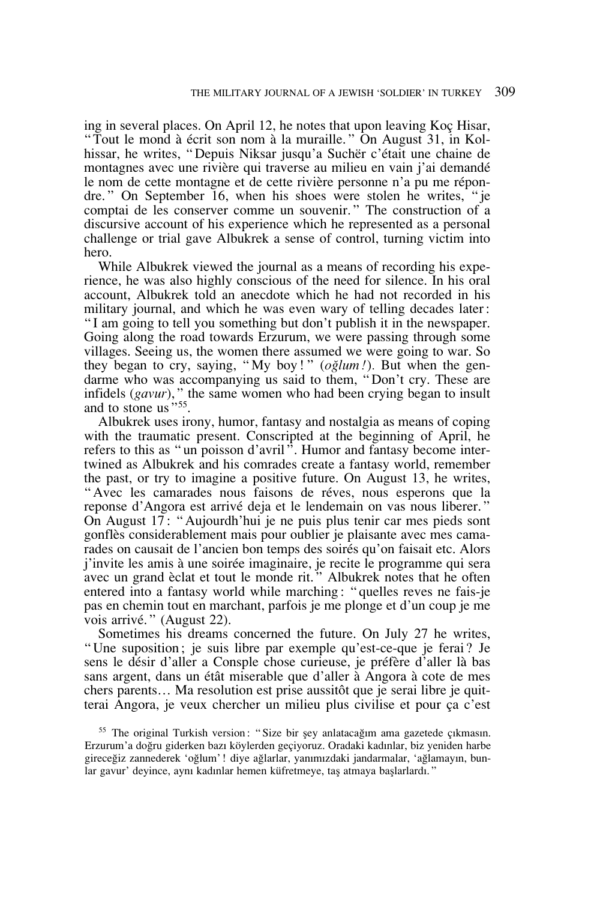ing in several places. On April 12, he notes that upon leaving Koç Hisar, "Tout le mond à écrit son nom à la muraille." On August 31, in Kolhissar, he writes, "Depuis Niksar jusqu'a Suchër c'était une chaine de montagnes avec une rivière qui traverse au milieu en vain j'ai demandé le nom de cette montagne et de cette rivière personne n'a pu me répondre." On September 16, when his shoes were stolen he writes, "je comptai de les conserver comme un souvenir." The construction of a discursive account of his experience which he represented as a personal challenge or trial gave Albukrek a sense of control, turning victim into hero.

While Albukrek viewed the journal as a means of recording his experience, he was also highly conscious of the need for silence. In his oral account, Albukrek told an anecdote which he had not recorded in his military journal, and which he was even wary of telling decades later: "I am going to tell you something but don't publish it in the newspaper. Going along the road towards Erzurum, we were passing through some villages. Seeing us, the women there assumed we were going to war. So they began to cry, saying, "My boy!" (*oğlum!*). But when the gendarme who was accompanying us said to them, "Don't cry. These are infidels (*gavur*)," the same women who had been crying began to insult and to stone us"[55].

Albukrek uses irony, humor, fantasy and nostalgia as means of coping with the traumatic present. Conscripted at the beginning of April, he refers to this as "un poisson d'avril". Humor and fantasy become intertwined as Albukrek and his comrades create a fantasy world, remember the past, or try to imagine a positive future. On August 13, he writes, "Avec les camarades nous faisons de réves, nous esperons que la reponse d'Angora est arrivé deja et le lendemain on vas nous liberer." On August 17: "Aujourdh'hui je ne puis plus tenir car mes pieds sont gonflès considerablement mais pour oublier je plaisante avec mes camarades on causait de l'ancien bon temps des soirés qu'on faisait etc. Alors j'invite les amis à une soirée imaginaire, je recite le programme qui sera avec un grand èclat et tout le monde rit." Albukrek notes that he often entered into a fantasy world while marching: "quelles reves ne fais-je pas en chemin tout en marchant, parfois je me plonge et d'un coup je me vois arrivé." (August 22).

Sometimes his dreams concerned the future. On July 27 he writes, "Une suposition; je suis libre par exemple qu'est-ce-que je ferai? Je sens le désir d'aller a Consple chose curieuse, je préfère d'aller là bas sans argent, dans un état miserable que d'aller à Angora à cote de mes chers parents… Ma resolution est prise aussitôt que je serai libre je quitterai Angora, je veux chercher un milieu plus civilise et pour ça c'est

[55] The original Turkish version: "Size bir şey anlatacağım ama gazetede çıkmasın. Erzurum'a doğru giderken bazı köylerden geçiyoruz. Oradaki kadınlar, biz yeniden harbe gireceğiz zannederek 'oğlum'! diye ağlarlar, yanımızdaki jandarmalar, 'ağlamayın, bunlar gavur' deyince, aynı kadınlar hemen küfretmeye, taş atmaya başlarlardı."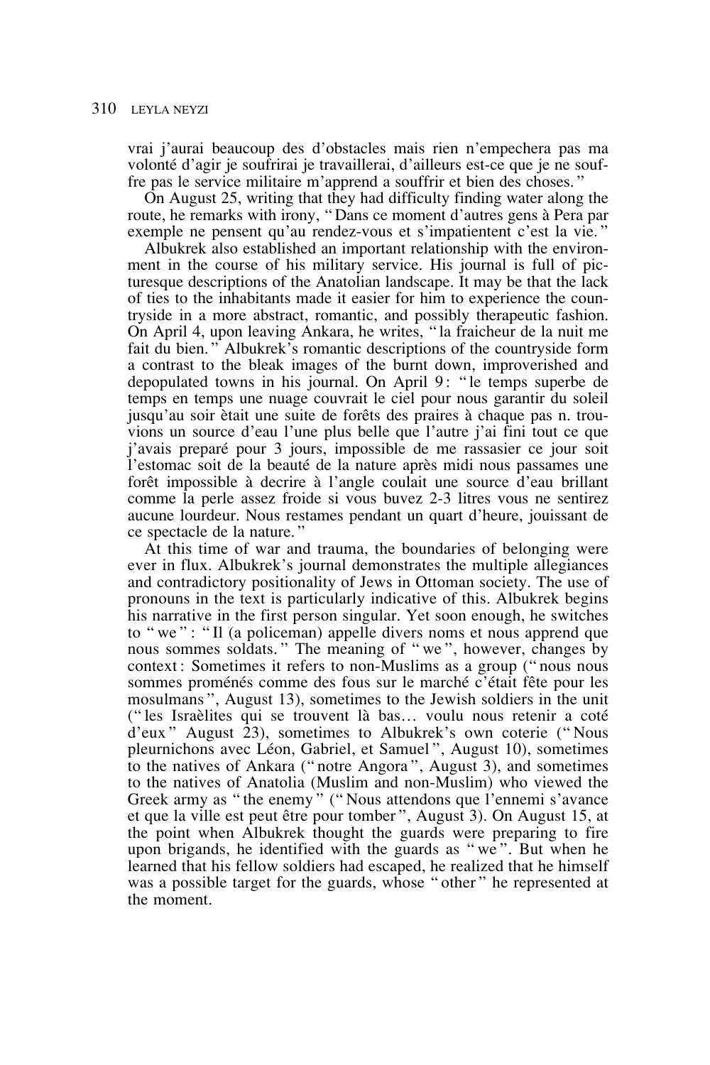vrai j'aurai beaucoup des d'obstacles mais rien n'empechera pas ma volonté d'agir je soufrirai je travaillerai, d'ailleurs est-ce que je ne souffre pas le service militaire m'apprend a souffrir et bien des choses."

On August 25, writing that they had difficulty finding water along the route, he remarks with irony, "Dans ce moment d'autres gens à Pera par exemple ne pensent qu'au rendez-vous et s'impatientent c'est la vie."

Albukrek also established an important relationship with the environment in the course of his military service. His journal is full of picturesque descriptions of the Anatolian landscape. It may be that the lack of ties to the inhabitants made it easier for him to experience the countryside in a more abstract, romantic, and possibly therapeutic fashion. On April 4, upon leaving Ankara, he writes, "la fraicheur de la nuit me fait du bien." Albukrek's romantic descriptions of the countryside form a contrast to the bleak images of the burnt down, improverished and depopulated towns in his journal. On April 9: "le temps superbe de temps en temps une nuage couvrait le ciel pour nous garantir du soleil jusqu'au soir ètait une suite de forêts des praires à chaque pas n. trouvions un source d'eau l'une plus belle que l'autre j'ai fini tout ce que j'avais preparé pour 3 jours, impossible de me rassasier ce jour soit l'estomac soit de la beauté de la nature après midi nous passames une forêt impossible à decrire à l'angle coulait une source d'eau brillant comme la perle assez froide si vous buvez 2-3 litres vous ne sentirez aucune lourdeur. Nous restames pendant un quart d'heure, jouissant de ce spectacle de la nature."

At this time of war and trauma, the boundaries of belonging were ever in flux. Albukrek's journal demonstrates the multiple allegiances and contradictory positionality of Jews in Ottoman society. The use of pronouns in the text is particularly indicative of this. Albukrek begins his narrative in the first person singular. Yet soon enough, he switches to "we": "Il (a policeman) appelle divers noms et nous apprend que nous sommes soldats." The meaning of "we", however, changes by context: Sometimes it refers to non-Muslims as a group ("nous nous sommes proménés comme des fous sur le marché c'était fête pour les mosulmans", August 13), sometimes to the Jewish soldiers in the unit ("les Israèlites qui se trouvent là bas… voulu nous retenir a coté d'eux" August 23), sometimes to Albukrek's own coterie ("Nous pleurnichons avec Léon, Gabriel, et Samuel", August 10), sometimes to the natives of Ankara ("notre Angora", August 3), and sometimes to the natives of Anatolia (Muslim and non-Muslim) who viewed the Greek army as "the enemy" ("Nous attendons que l'ennemi s'avance et que la ville est peut être pour tomber", August 3). On August 15, at the point when Albukrek thought the guards were preparing to fire upon brigands, he identified with the guards as "we". But when he learned that his fellow soldiers had escaped, he realized that he himself was a possible target for the guards, whose "other" he represented at the moment.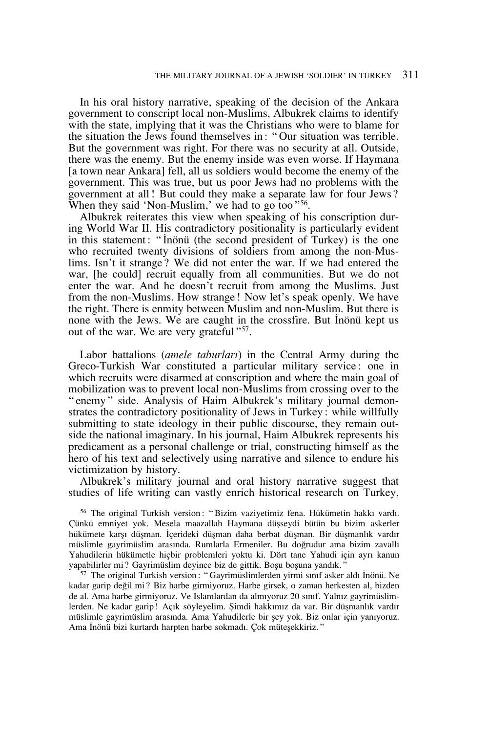In his oral history narrative, speaking of the decision of the Ankara government to conscript local non-Muslims, Albukrek claims to identify with the state, implying that it was the Christians who were to blame for the situation the Jews found themselves in: "Our situation was terrible. But the government was right. For there was no security at all. Outside, there was the enemy. But the enemy inside was even worse. If Haymana [a town near Ankara] fell, all us soldiers would become the enemy of the government. This was true, but us poor Jews had no problems with the government at all! But could they make a separate law for four Jews? When they said 'Non-Muslim,' we had to go too"[56].

Albukrek reiterates this view when speaking of his conscription during World War II. His contradictory positionality is particularly evident in this statement: "İnönü (the second president of Turkey) is the one who recruited twenty divisions of soldiers from among the non-Muslims. Isn't it strange? We did not enter the war. If we had entered the war, [he could] recruit equally from all communities. But we do not enter the war. And he doesn't recruit from among the Muslims. Just from the non-Muslims. How strange! Now let's speak openly. We have the right. There is enmity between Muslim and non-Muslim. But there is none with the Jews. We are caught in the crossfire. But İnönü kept us out of the war. We are very grateful"[57].

Labor battalions (*amele taburları*) in the Central Army during the Greco-Turkish War constituted a particular military service: one in which recruits were disarmed at conscription and where the main goal of mobilization was to prevent local non-Muslims from crossing over to the "enemy" side. Analysis of Haim Albukrek's military journal demonstrates the contradictory positionality of Jews in Turkey: while willfully submitting to state ideology in their public discourse, they remain outside the national imaginary. In his journal, Haim Albukrek represents his predicament as a personal challenge or trial, constructing himself as the hero of his text and selectively using narrative and silence to endure his victimization by history.

Albukrek's military journal and oral history narrative suggest that studies of life writing can vastly enrich historical research on Turkey,

[56] The original Turkish version: "Bizim vaziyetimiz fena. Hükümetin hakkı vardı. Çünkü emniyet yok. Mesela maazallah Haymana düşseydi bütün bu bizim askerler hükümete karşı düşman. İçerideki düşman daha berbat düşman. Bir düşmanlık vardır müslimle gayrimüslim arasında. Rumlarla Ermeniler. Bu doğrudur ama bizim zavallı Yahudilerin hükümetle hiçbir problemleri yoktu ki. Dört tane Yahudi için ayrı kanun yapabilirler mi? Gayrimüslim deyince biz de gittik. Boşu boşuna yandık."

[57] The original Turkish version: "Gayrimüslimlerden yirmi sınıf asker aldı İnönü. Ne kadar garip değil mi? Biz harbe girmiyoruz. Harbe girsek, o zaman herkesten al, bizden de al. Ama harbe girmiyoruz. Ve Islamlardan da almıyoruz 20 sınıf. Yalnız gayrimüslimlerden. Ne kadar garip! Açık söyleyelim. Şimdi hakkımız da var. Bir düşmanlık vardır müslimle gayrimüslim arasında. Ama Yahudilerle bir şey yok. Biz onlar için yanıyoruz. Ama İnönü bizi kurtardı harpten harbe sokmadı. Çok müteşekkiriz."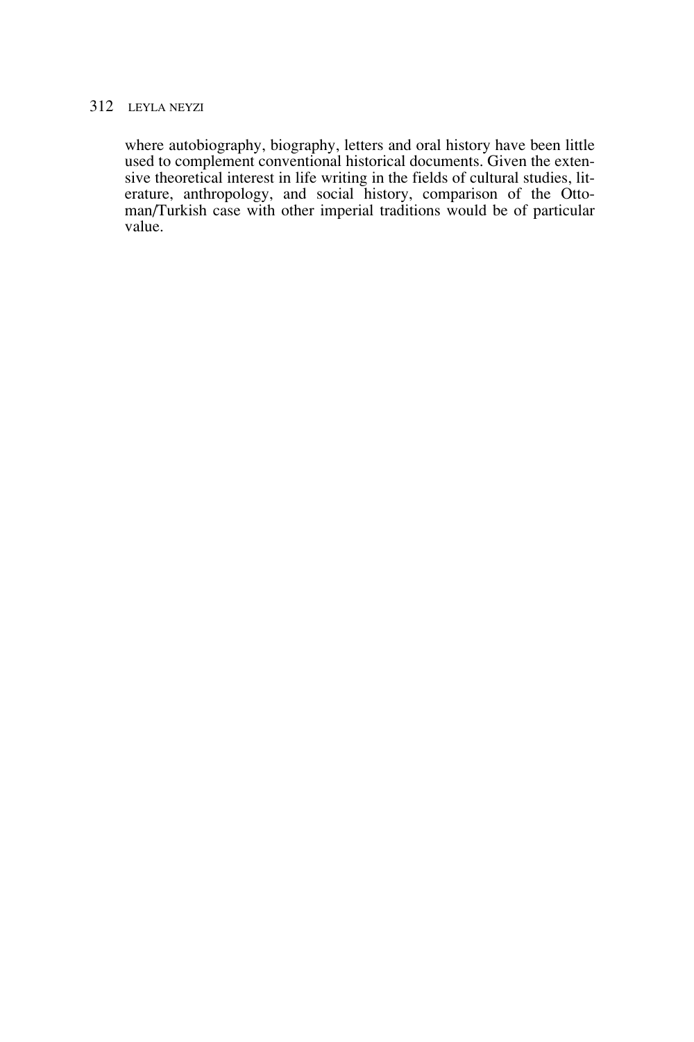where autobiography, biography, letters and oral history have been little used to complement conventional historical documents. Given the extensive theoretical interest in life writing in the fields of cultural studies, literature, anthropology, and social history, comparison of the Ottoman/Turkish case with other imperial traditions would be of particular value.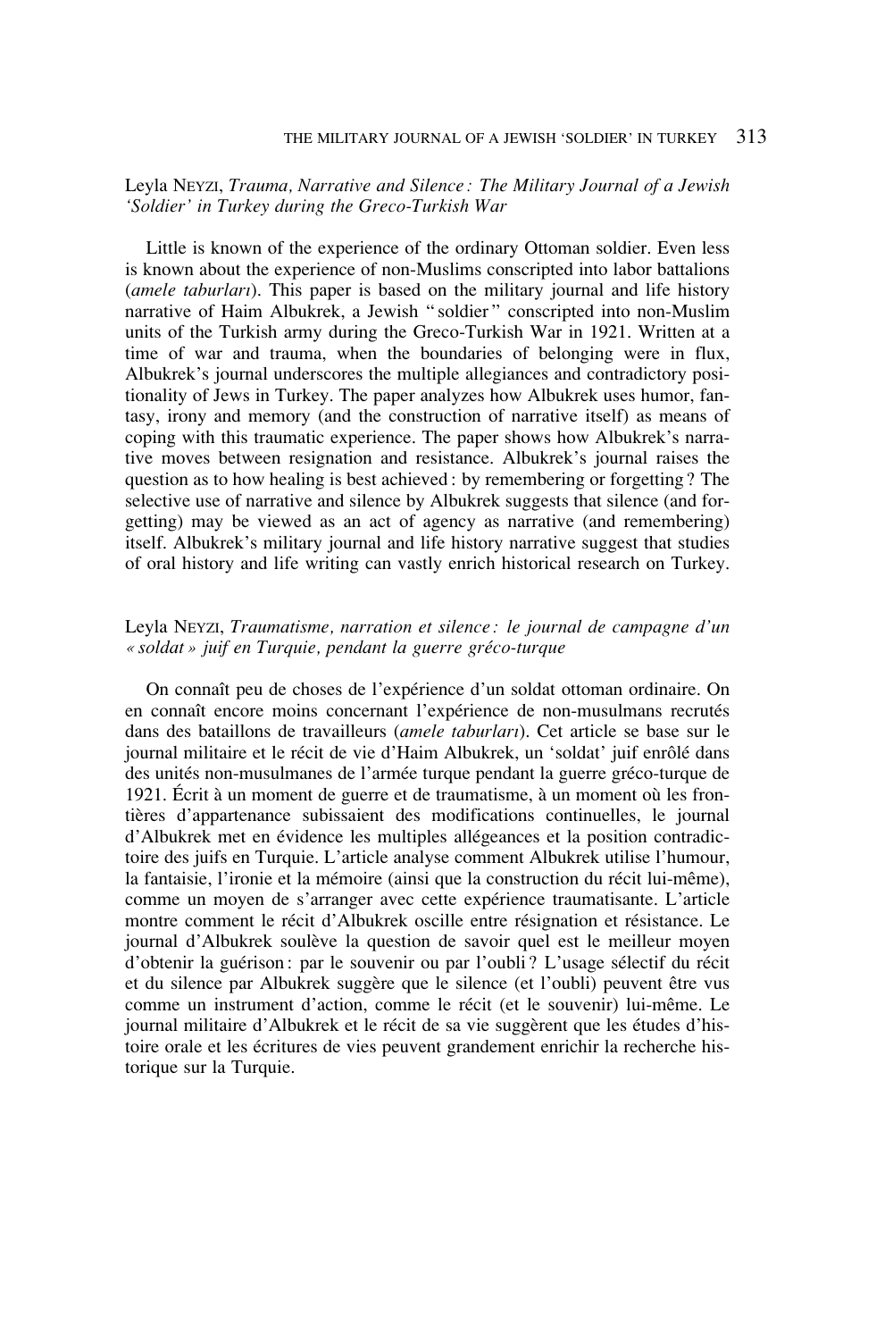Leyla NEYZI, *Trauma, Narrative and Silence: The Military Journal of a Jewish 'Soldier' in Turkey during the Greco-Turkish War*

Little is known of the experience of the ordinary Ottoman soldier. Even less is known about the experience of non-Muslims conscripted into labor battalions (*amele taburları*). This paper is based on the military journal and life history narrative of Haim Albukrek, a Jewish "soldier" conscripted into non-Muslim units of the Turkish army during the Greco-Turkish War in 1921. Written at a time of war and trauma, when the boundaries of belonging were in flux, Albukrek's journal underscores the multiple allegiances and contradictory positionality of Jews in Turkey. The paper analyzes how Albukrek uses humor, fantasy, irony and memory (and the construction of narrative itself) as means of coping with this traumatic experience. The paper shows how Albukrek's narrative moves between resignation and resistance. Albukrek's journal raises the question as to how healing is best achieved: by remembering or forgetting? The selective use of narrative and silence by Albukrek suggests that silence (and forgetting) may be viewed as an act of agency as narrative (and remembering) itself. Albukrek's military journal and life history narrative suggest that studies of oral history and life writing can vastly enrich historical research on Turkey.

Leyla NEYZI, *Traumatisme, narration et silence: le journal de campagne d'un « soldat » juif en Turquie, pendant la guerre gréco-turque*

On connaît peu de choses de l'expérience d'un soldat ottoman ordinaire. On en connaît encore moins concernant l'expérience de non-musulmans recrutés dans des bataillons de travailleurs (*amele taburları*). Cet article se base sur le journal militaire et le récit de vie d'Haim Albukrek, un 'soldat' juif enrôlé dans des unités non-musulmanes de l'armée turque pendant la guerre gréco-turque de 1921. Écrit à un moment de guerre et de traumatisme, à un moment où les frontières d'appartenance subissaient des modifications continuelles, le journal d'Albukrek met en évidence les multiples allégeances et la position contradictoire des juifs en Turquie. L'article analyse comment Albukrek utilise l'humour, la fantaisie, l'ironie et la mémoire (ainsi que la construction du récit lui-même), comme un moyen de s'arranger avec cette expérience traumatisante. L'article montre comment le récit d'Albukrek oscille entre résignation et résistance. Le journal d'Albukrek soulève la question de savoir quel est le meilleur moyen d'obtenir la guérison: par le souvenir ou par l'oubli? L'usage sélectif du récit et du silence par Albukrek suggère que le silence (et l'oubli) peuvent être vus comme un instrument d'action, comme le récit (et le souvenir) lui-même. Le journal militaire d'Albukrek et le récit de sa vie suggèrent que les études d'histoire orale et les écritures de vies peuvent grandement enrichir la recherche historique sur la Turquie.